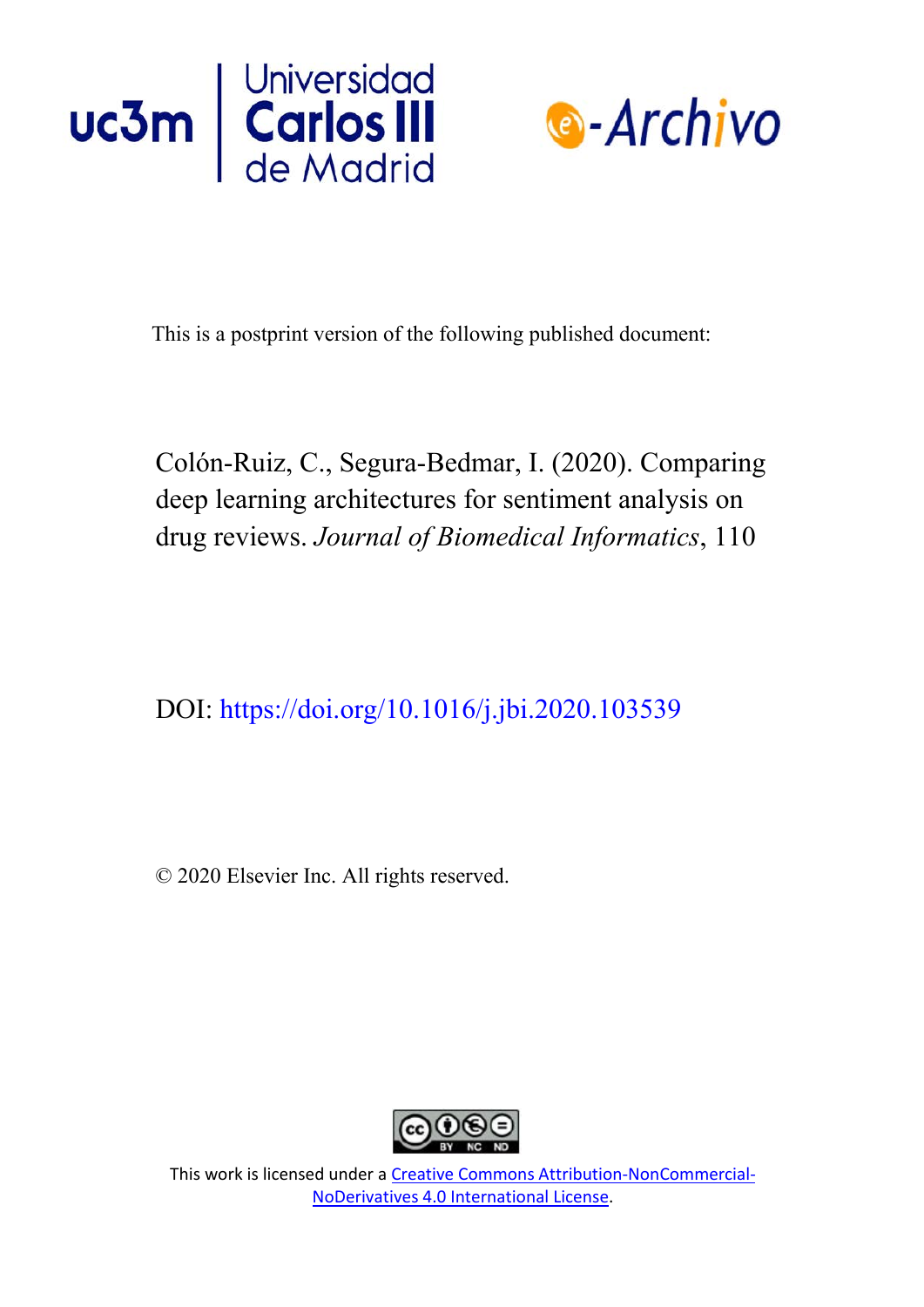This is a postprint version of the following published document:

Colón-Ruiz, C., Segura-Bedmar, I. (2020). Comparing deep learning architectures for sentiment analysis on drug reviews. *Journal of Biomedical Informatics*, 110

DOI: https://doi.org/10.1016/j.jbi.2020.103539

© 2020 Elsevier Inc. All rights reserved.

This work is licensed under a Creative Commons Attribution-NonCommercial-NoDerivatives 4.0 International License.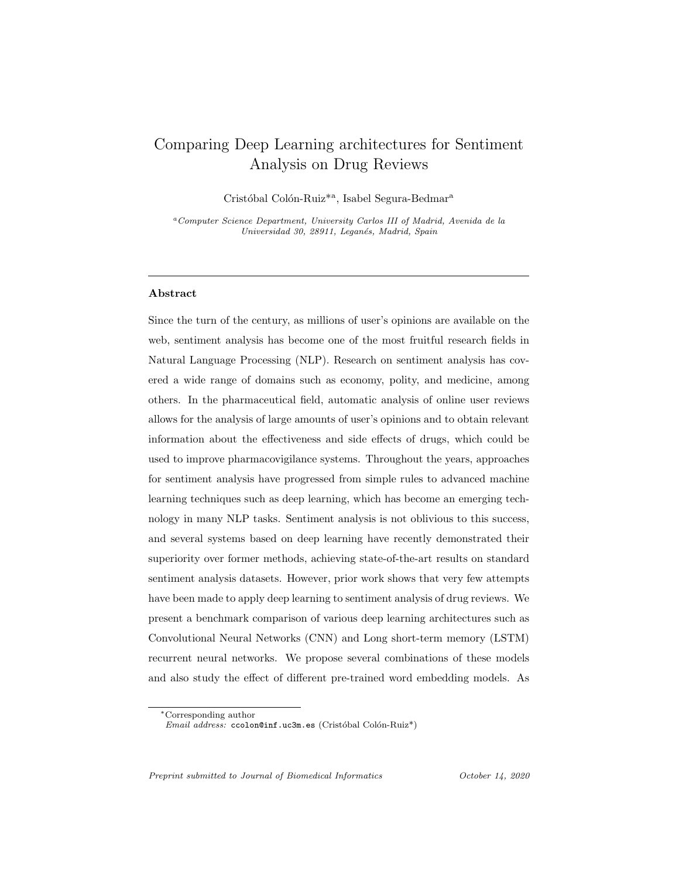# Comparing Deep Learning architectures for Sentiment Analysis on Drug Reviews

Cristóbal Colón-Ruiz*[a], Isabel Segura-Bedmar[a]

[a] *Computer Science Department, University Carlos III of Madrid, Avenida de la Universidad 30, 28911, Leganés, Madrid, Spain*

---

## Abstract

Since the turn of the century, as millions of user's opinions are available on the web, sentiment analysis has become one of the most fruitful research fields in Natural Language Processing (NLP). Research on sentiment analysis has covered a wide range of domains such as economy, polity, and medicine, among others. In the pharmaceutical field, automatic analysis of online user reviews allows for the analysis of large amounts of user's opinions and to obtain relevant information about the effectiveness and side effects of drugs, which could be used to improve pharmacovigilance systems. Throughout the years, approaches for sentiment analysis have progressed from simple rules to advanced machine learning techniques such as deep learning, which has become an emerging technology in many NLP tasks. Sentiment analysis is not oblivious to this success, and several systems based on deep learning have recently demonstrated their superiority over former methods, achieving state-of-the-art results on standard sentiment analysis datasets. However, prior work shows that very few attempts have been made to apply deep learning to sentiment analysis of drug reviews. We present a benchmark comparison of various deep learning architectures such as Convolutional Neural Networks (CNN) and Long short-term memory (LSTM) recurrent neural networks. We propose several combinations of these models and also study the effect of different pre-trained word embedding models. As

*Corresponding author
*Email address:* ccolon@inf.uc3m.es (Cristóbal Colón-Ruiz*)

*Preprint submitted to Journal of Biomedical Informatics* *October 14, 2020*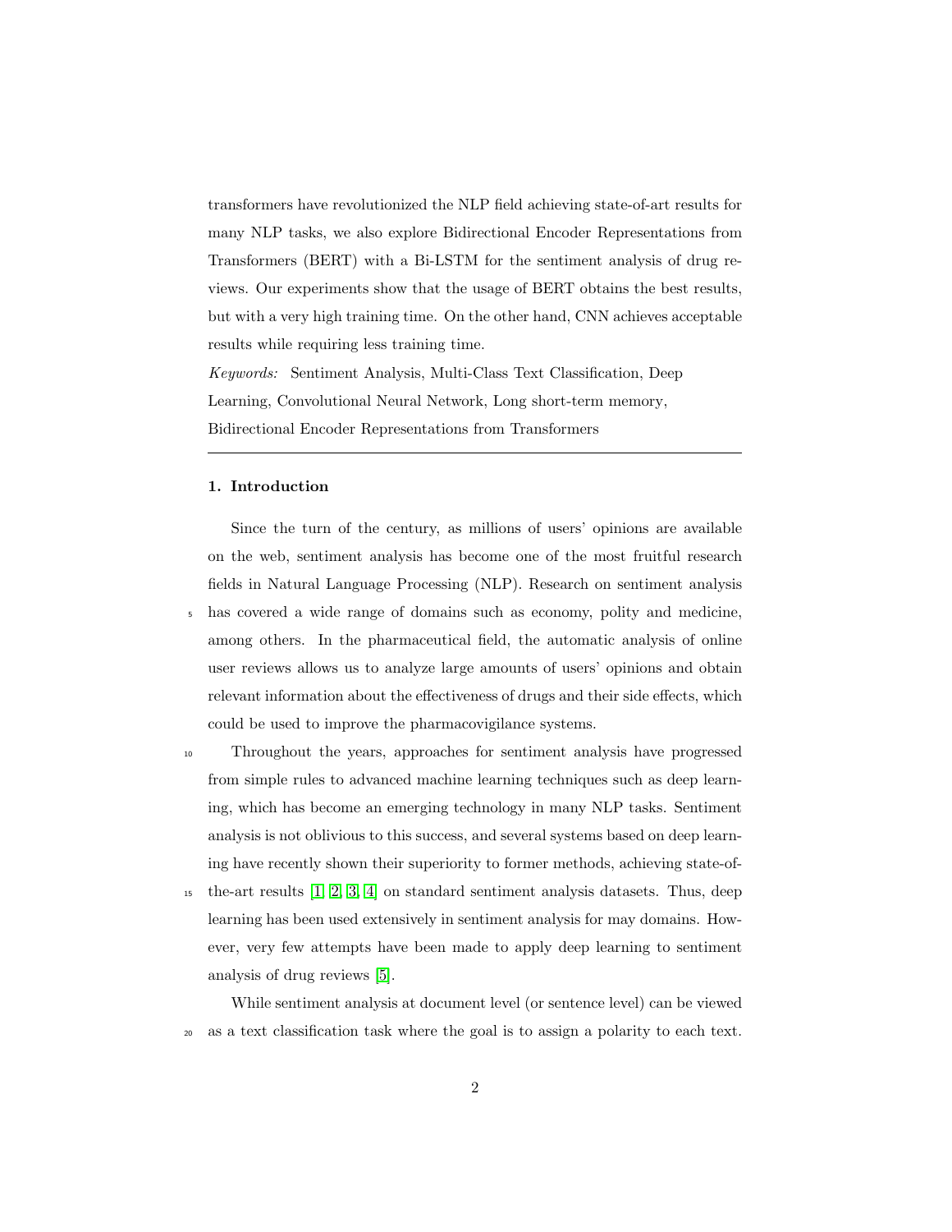transformers have revolutionized the NLP field achieving state-of-art results for many NLP tasks, we also explore Bidirectional Encoder Representations from Transformers (BERT) with a Bi-LSTM for the sentiment analysis of drug reviews. Our experiments show that the usage of BERT obtains the best results, but with a very high training time. On the other hand, CNN achieves acceptable results while requiring less training time.

*Keywords:* Sentiment Analysis, Multi-Class Text Classification, Deep Learning, Convolutional Neural Network, Long short-term memory, Bidirectional Encoder Representations from Transformers

---

## 1. Introduction

Since the turn of the century, as millions of users' opinions are available on the web, sentiment analysis has become one of the most fruitful research fields in Natural Language Processing (NLP). Research on sentiment analysis has covered a wide range of domains such as economy, polity and medicine, among others. In the pharmaceutical field, the automatic analysis of online user reviews allows us to analyze large amounts of users' opinions and obtain relevant information about the effectiveness of drugs and their side effects, which could be used to improve the pharmacovigilance systems.

Throughout the years, approaches for sentiment analysis have progressed from simple rules to advanced machine learning techniques such as deep learning, which has become an emerging technology in many NLP tasks. Sentiment analysis is not oblivious to this success, and several systems based on deep learning have recently shown their superiority to former methods, achieving state-of-the-art results [1, 2, 3, 4] on standard sentiment analysis datasets. Thus, deep learning has been used extensively in sentiment analysis for may domains. However, very few attempts have been made to apply deep learning to sentiment analysis of drug reviews [5].

While sentiment analysis at document level (or sentence level) can be viewed as a text classification task where the goal is to assign a polarity to each text.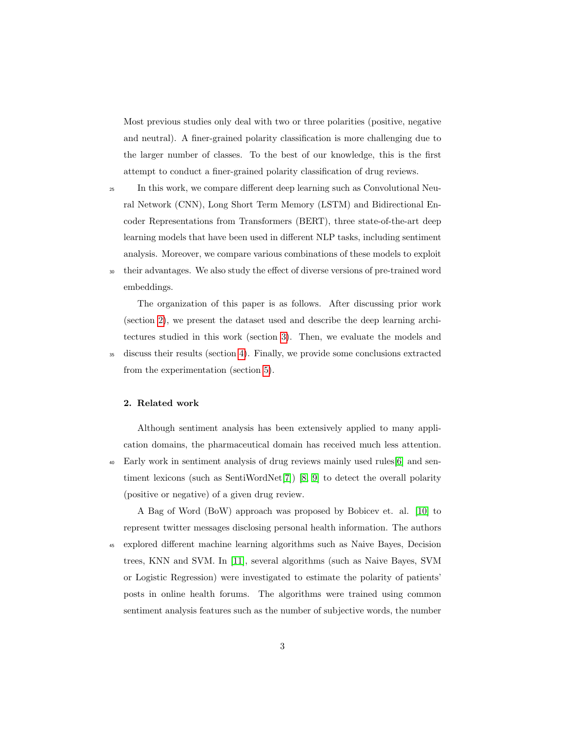Most previous studies only deal with two or three polarities (positive, negative and neutral). A finer-grained polarity classification is more challenging due to the larger number of classes. To the best of our knowledge, this is the first attempt to conduct a finer-grained polarity classification of drug reviews.

In this work, we compare different deep learning such as Convolutional Neural Network (CNN), Long Short Term Memory (LSTM) and Bidirectional Encoder Representations from Transformers (BERT), three state-of-the-art deep learning models that have been used in different NLP tasks, including sentiment analysis. Moreover, we compare various combinations of these models to exploit their advantages. We also study the effect of diverse versions of pre-trained word embeddings.

The organization of this paper is as follows. After discussing prior work (section 2), we present the dataset used and describe the deep learning architectures studied in this work (section 3). Then, we evaluate the models and discuss their results (section 4). Finally, we provide some conclusions extracted from the experimentation (section 5).

## 2. Related work

Although sentiment analysis has been extensively applied to many application domains, the pharmaceutical domain has received much less attention. Early work in sentiment analysis of drug reviews mainly used rules[6] and sentiment lexicons (such as SentiWordNet[7]) [8, 9] to detect the overall polarity (positive or negative) of a given drug review.

A Bag of Word (BoW) approach was proposed by Bobicev et. al. [10] to represent twitter messages disclosing personal health information. The authors explored different machine learning algorithms such as Naive Bayes, Decision trees, KNN and SVM. In [11], several algorithms (such as Naive Bayes, SVM or Logistic Regression) were investigated to estimate the polarity of patients' posts in online health forums. The algorithms were trained using common sentiment analysis features such as the number of subjective words, the number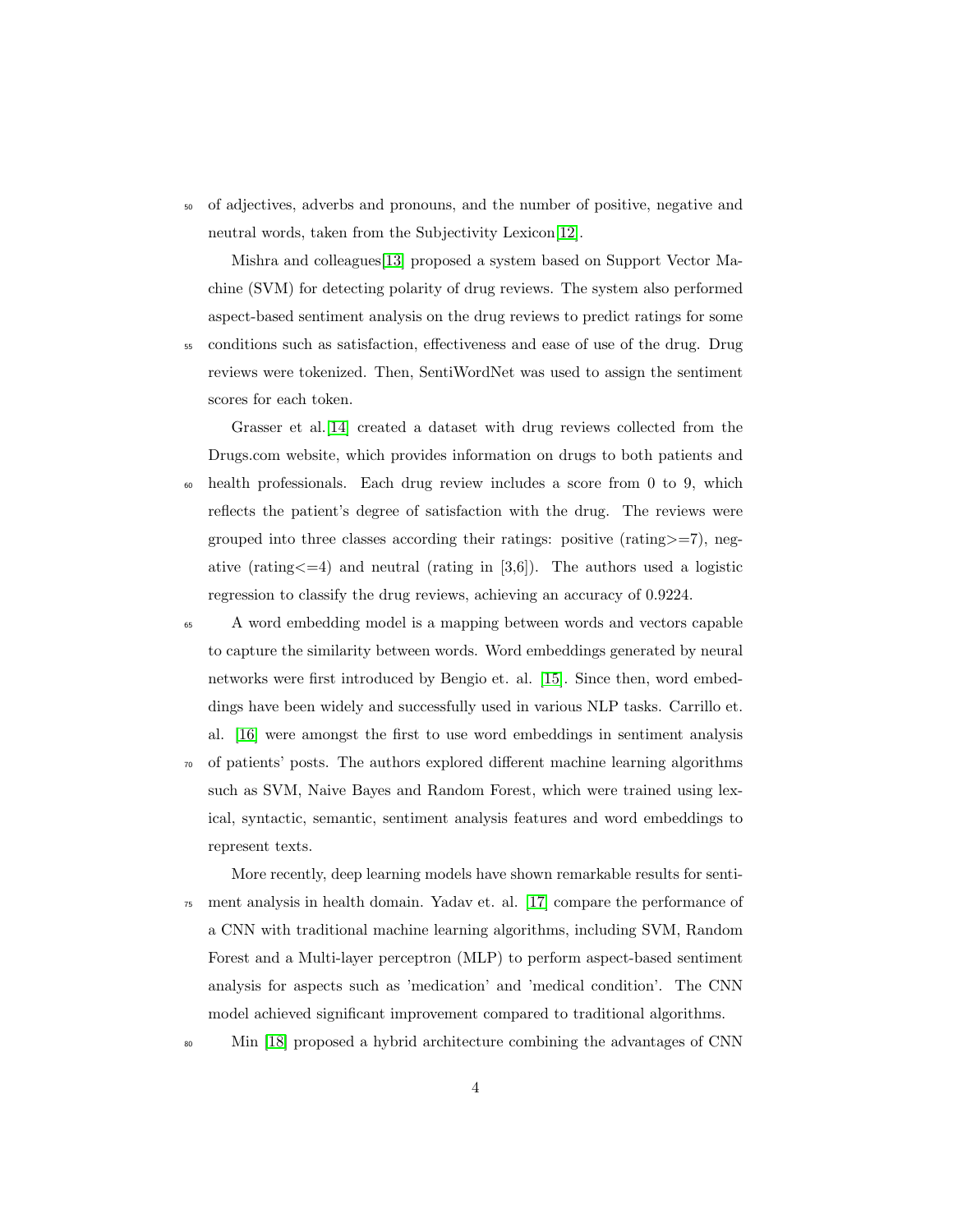of adjectives, adverbs and pronouns, and the number of positive, negative and neutral words, taken from the Subjectivity Lexicon[12].

Mishra and colleagues[13] proposed a system based on Support Vector Machine (SVM) for detecting polarity of drug reviews. The system also performed aspect-based sentiment analysis on the drug reviews to predict ratings for some conditions such as satisfaction, effectiveness and ease of use of the drug. Drug reviews were tokenized. Then, SentiWordNet was used to assign the sentiment scores for each token.

Grasser et al.[14] created a dataset with drug reviews collected from the Drugs.com website, which provides information on drugs to both patients and health professionals. Each drug review includes a score from 0 to 9, which reflects the patient's degree of satisfaction with the drug. The reviews were grouped into three classes according their ratings: positive (rating>=7), negative (rating<=4) and neutral (rating in [3,6]). The authors used a logistic regression to classify the drug reviews, achieving an accuracy of 0.9224.

A word embedding model is a mapping between words and vectors capable to capture the similarity between words. Word embeddings generated by neural networks were first introduced by Bengio et. al. [15]. Since then, word embeddings have been widely and successfully used in various NLP tasks. Carrillo et. al. [16] were amongst the first to use word embeddings in sentiment analysis of patients' posts. The authors explored different machine learning algorithms such as SVM, Naive Bayes and Random Forest, which were trained using lexical, syntactic, semantic, sentiment analysis features and word embeddings to represent texts.

More recently, deep learning models have shown remarkable results for sentiment analysis in health domain. Yadav et. al. [17] compare the performance of a CNN with traditional machine learning algorithms, including SVM, Random Forest and a Multi-layer perceptron (MLP) to perform aspect-based sentiment analysis for aspects such as 'medication' and 'medical condition'. The CNN model achieved significant improvement compared to traditional algorithms.

Min [18] proposed a hybrid architecture combining the advantages of CNN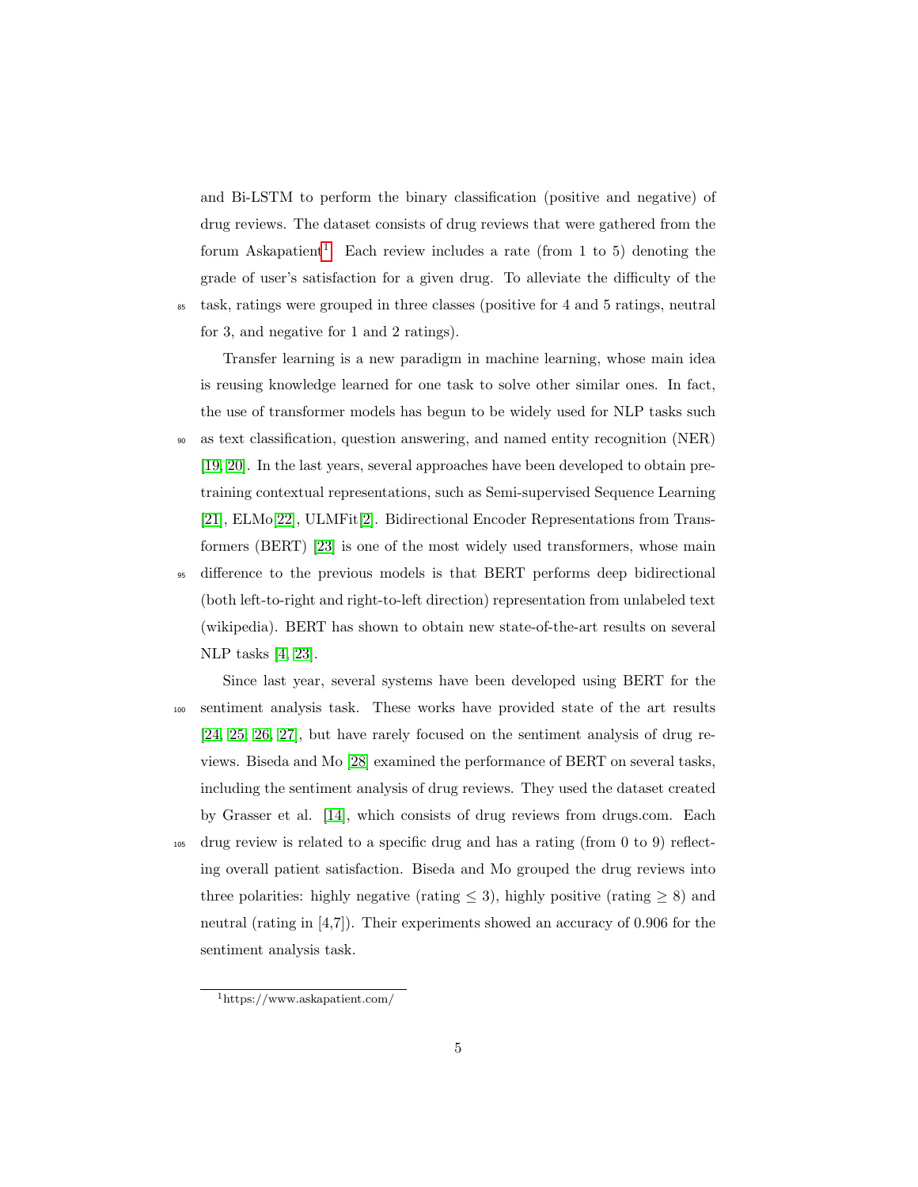and Bi-LSTM to perform the binary classification (positive and negative) of drug reviews. The dataset consists of drug reviews that were gathered from the forum Askapatient[1]. Each review includes a rate (from 1 to 5) denoting the grade of user's satisfaction for a given drug. To alleviate the difficulty of the task, ratings were grouped in three classes (positive for 4 and 5 ratings, neutral for 3, and negative for 1 and 2 ratings).

Transfer learning is a new paradigm in machine learning, whose main idea is reusing knowledge learned for one task to solve other similar ones. In fact, the use of transformer models has begun to be widely used for NLP tasks such as text classification, question answering, and named entity recognition (NER) [19, 20]. In the last years, several approaches have been developed to obtain pre-training contextual representations, such as Semi-supervised Sequence Learning [21], ELMo[22], ULMFit[2]. Bidirectional Encoder Representations from Transformers (BERT) [23] is one of the most widely used transformers, whose main difference to the previous models is that BERT performs deep bidirectional (both left-to-right and right-to-left direction) representation from unlabeled text (wikipedia). BERT has shown to obtain new state-of-the-art results on several NLP tasks [4, 23].

Since last year, several systems have been developed using BERT for the sentiment analysis task. These works have provided state of the art results [24, 25, 26, 27], but have rarely focused on the sentiment analysis of drug reviews. Biseda and Mo [28] examined the performance of BERT on several tasks, including the sentiment analysis of drug reviews. They used the dataset created by Grasser et al. [14], which consists of drug reviews from drugs.com. Each drug review is related to a specific drug and has a rating (from 0 to 9) reflecting overall patient satisfaction. Biseda and Mo grouped the drug reviews into three polarities: highly negative (rating $\leq 3$), highly positive (rating $\geq 8$) and neutral (rating in [4,7]). Their experiments showed an accuracy of 0.906 for the sentiment analysis task.

[1] https://www.askapatient.com/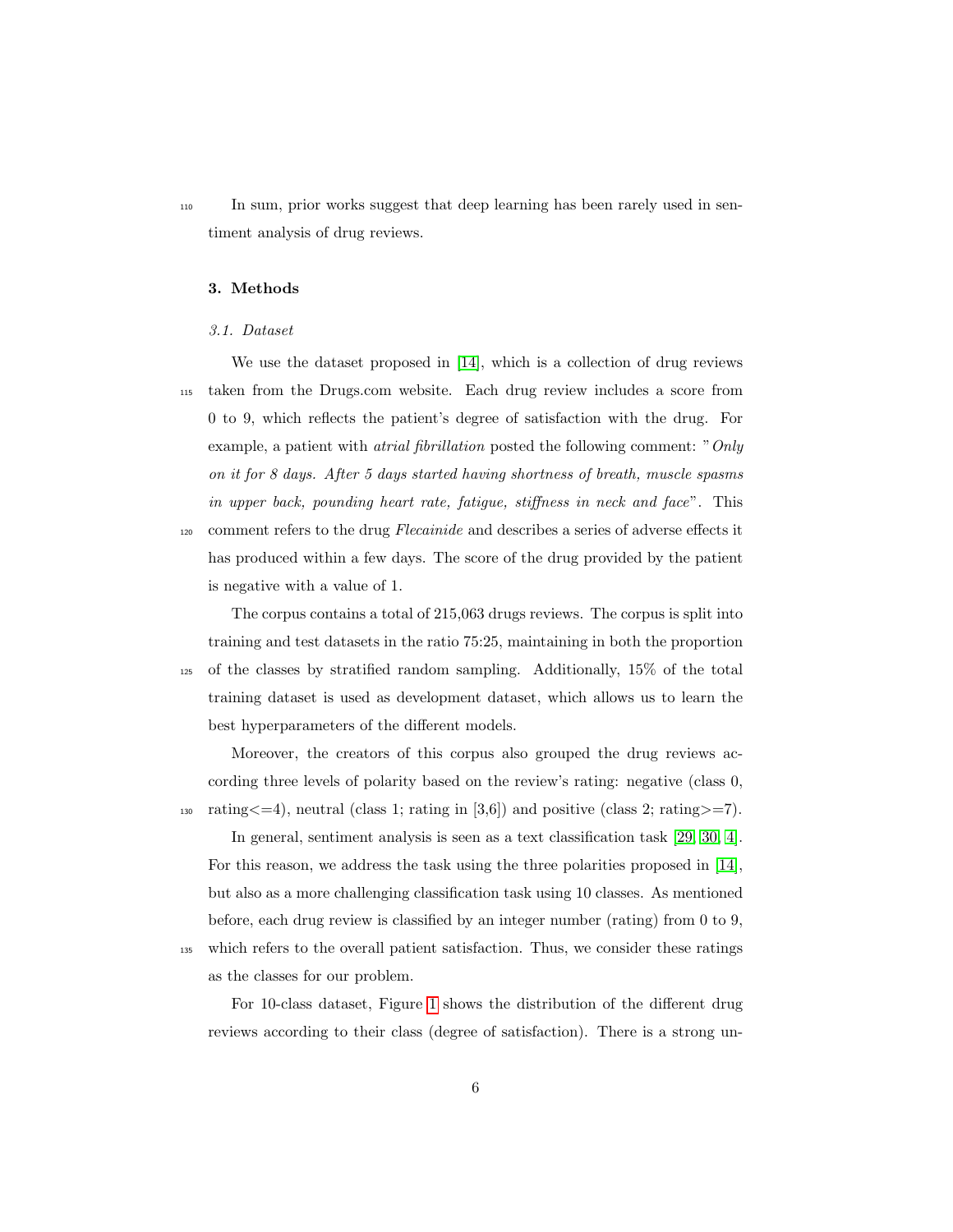In sum, prior works suggest that deep learning has been rarely used in sentiment analysis of drug reviews.

## 3. Methods

### *3.1. Dataset*

We use the dataset proposed in [14], which is a collection of drug reviews taken from the Drugs.com website. Each drug review includes a score from 0 to 9, which reflects the patient's degree of satisfaction with the drug. For example, a patient with *atrial fibrillation* posted the following comment: "*Only on it for 8 days. After 5 days started having shortness of breath, muscle spasms in upper back, pounding heart rate, fatigue, stiffness in neck and face*". This comment refers to the drug *Flecainide* and describes a series of adverse effects it has produced within a few days. The score of the drug provided by the patient is negative with a value of 1.

The corpus contains a total of 215,063 drugs reviews. The corpus is split into training and test datasets in the ratio 75:25, maintaining in both the proportion of the classes by stratified random sampling. Additionally, 15% of the total training dataset is used as development dataset, which allows us to learn the best hyperparameters of the different models.

Moreover, the creators of this corpus also grouped the drug reviews according three levels of polarity based on the review's rating: negative (class 0, rating<=4), neutral (class 1; rating in [3,6]) and positive (class 2; rating>=7).

In general, sentiment analysis is seen as a text classification task [29, 30, 4]. For this reason, we address the task using the three polarities proposed in [14], but also as a more challenging classification task using 10 classes. As mentioned before, each drug review is classified by an integer number (rating) from 0 to 9, which refers to the overall patient satisfaction. Thus, we consider these ratings as the classes for our problem.

For 10-class dataset, Figure 1 shows the distribution of the different drug reviews according to their class (degree of satisfaction). There is a strong un-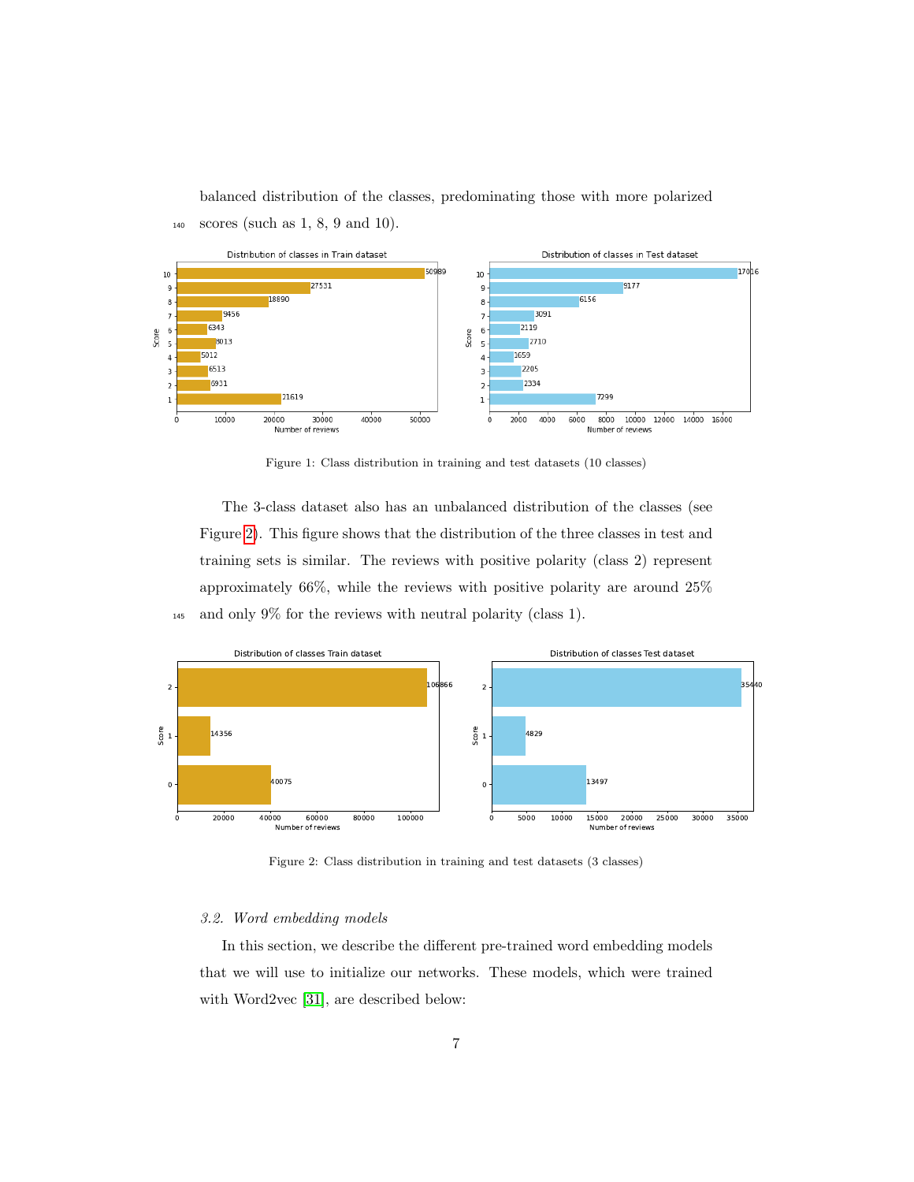balanced distribution of the classes, predominating those with more polarized scores (such as 1, 8, 9 and 10).

Figure 1: Class distribution in training and test datasets (10 classes)

The 3-class dataset also has an unbalanced distribution of the classes (see Figure 2). This figure shows that the distribution of the three classes in test and training sets is similar. The reviews with positive polarity (class 2) represent approximately 66%, while the reviews with positive polarity are around 25% and only 9% for the reviews with neutral polarity (class 1).

Figure 2: Class distribution in training and test datasets (3 classes)

### *3.2. Word embedding models*

In this section, we describe the different pre-trained word embedding models that we will use to initialize our networks. These models, which were trained with Word2vec [31], are described below: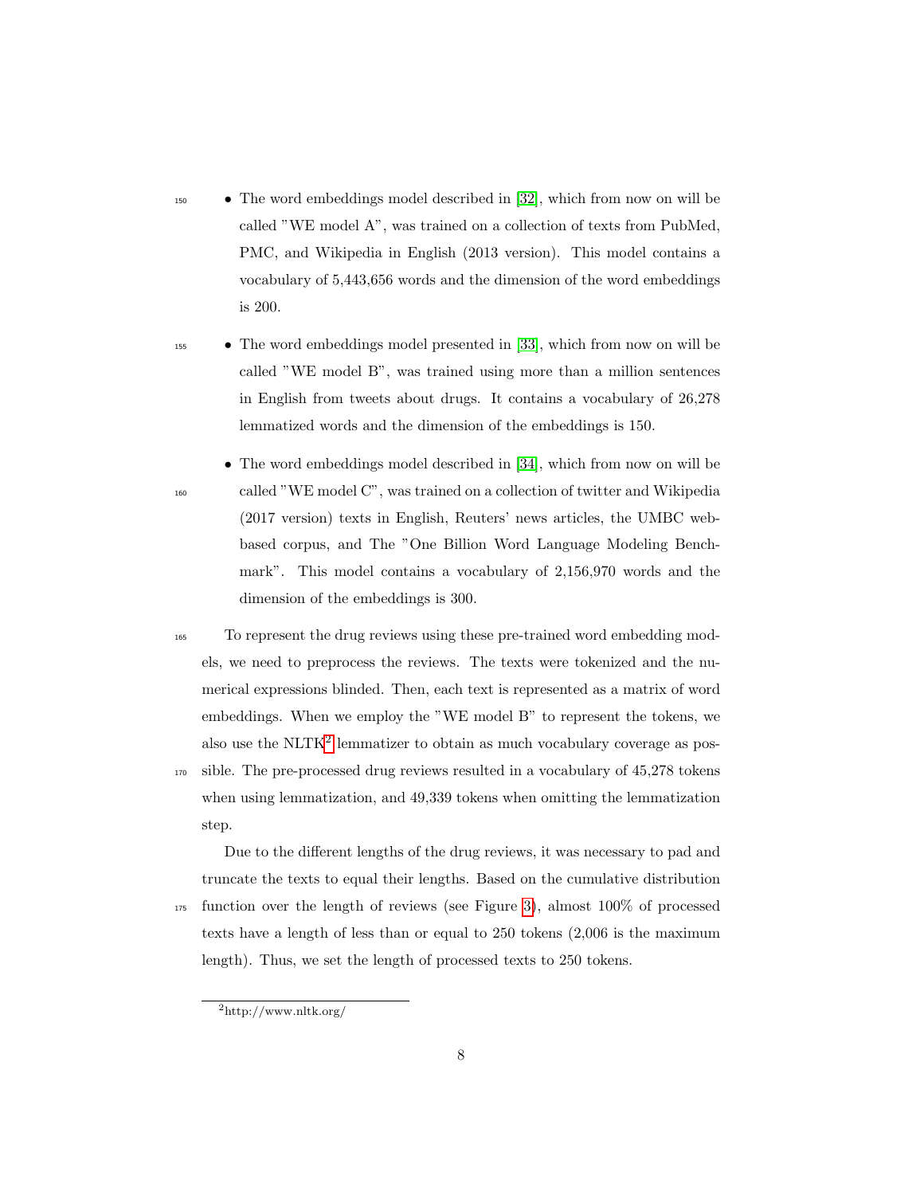- The word embeddings model described in [32], which from now on will be called "WE model A", was trained on a collection of texts from PubMed, PMC, and Wikipedia in English (2013 version). This model contains a vocabulary of 5,443,656 words and the dimension of the word embeddings is 200.
- The word embeddings model presented in [33], which from now on will be called "WE model B", was trained using more than a million sentences in English from tweets about drugs. It contains a vocabulary of 26,278 lemmatized words and the dimension of the embeddings is 150.
- The word embeddings model described in [34], which from now on will be called "WE model C", was trained on a collection of twitter and Wikipedia (2017 version) texts in English, Reuters' news articles, the UMBC web-based corpus, and The "One Billion Word Language Modeling Benchmark". This model contains a vocabulary of 2,156,970 words and the dimension of the embeddings is 300.

To represent the drug reviews using these pre-trained word embedding models, we need to preprocess the reviews. The texts were tokenized and the numerical expressions blinded. Then, each text is represented as a matrix of word embeddings. When we employ the "WE model B" to represent the tokens, we also use the NLTK[2] lemmatizer to obtain as much vocabulary coverage as possible. The pre-processed drug reviews resulted in a vocabulary of 45,278 tokens when using lemmatization, and 49,339 tokens when omitting the lemmatization step.

Due to the different lengths of the drug reviews, it was necessary to pad and truncate the texts to equal their lengths. Based on the cumulative distribution function over the length of reviews (see Figure 3), almost 100% of processed texts have a length of less than or equal to 250 tokens (2,006 is the maximum length). Thus, we set the length of processed texts to 250 tokens.

[2] http://www.nltk.org/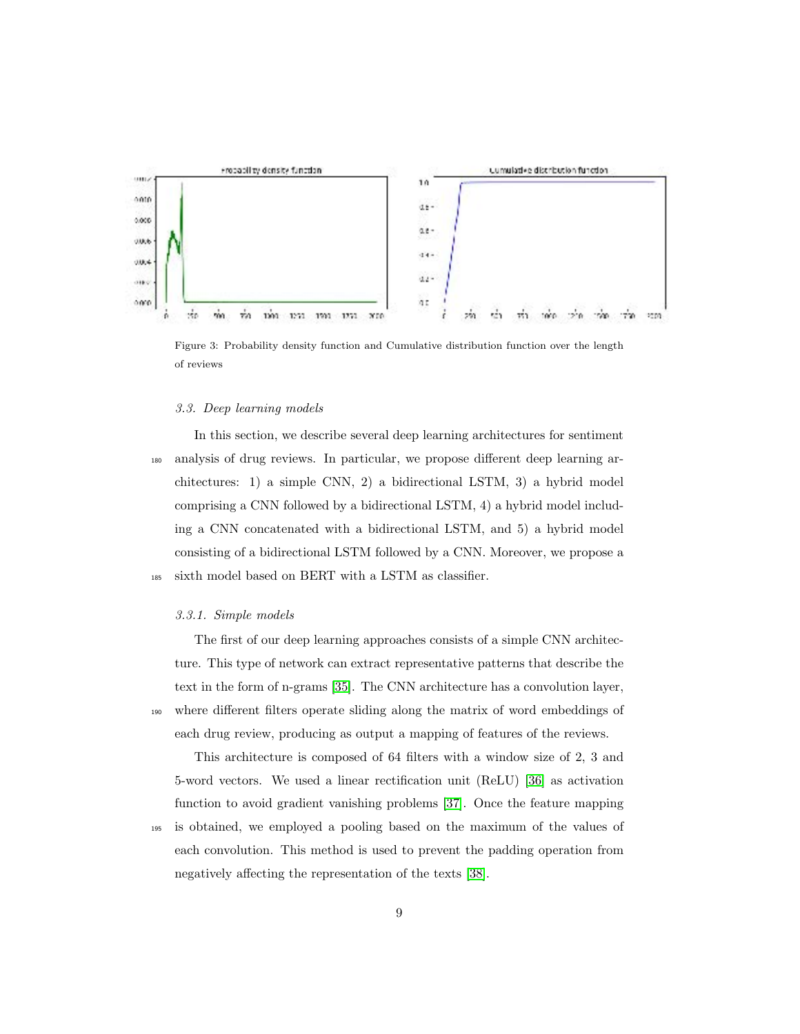Figure 3: Probability density function and Cumulative distribution function over the length of reviews

#### 3.3. Deep learning models

In this section, we describe several deep learning architectures for sentiment analysis of drug reviews. In particular, we propose different deep learning architectures: 1) a simple CNN, 2) a bidirectional LSTM, 3) a hybrid model comprising a CNN followed by a bidirectional LSTM, 4) a hybrid model including a CNN concatenated with a bidirectional LSTM, and 5) a hybrid model consisting of a bidirectional LSTM followed by a CNN. Moreover, we propose a sixth model based on BERT with a LSTM as classifier.

##### 3.3.1. Simple models

The first of our deep learning approaches consists of a simple CNN architecture. This type of network can extract representative patterns that describe the text in the form of n-grams [35]. The CNN architecture has a convolution layer, where different filters operate sliding along the matrix of word embeddings of each drug review, producing as output a mapping of features of the reviews.

This architecture is composed of 64 filters with a window size of 2, 3 and 5-word vectors. We used a linear rectification unit (ReLU) [36] as activation function to avoid gradient vanishing problems [37]. Once the feature mapping is obtained, we employed a pooling based on the maximum of the values of each convolution. This method is used to prevent the padding operation from negatively affecting the representation of the texts [38].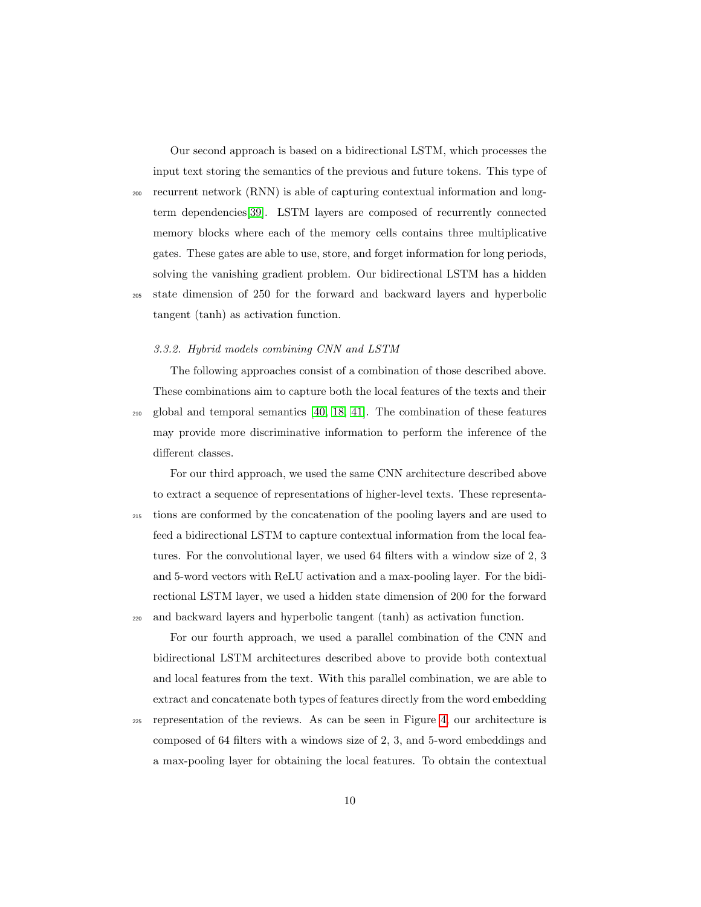Our second approach is based on a bidirectional LSTM, which processes the input text storing the semantics of the previous and future tokens. This type of recurrent network (RNN) is able of capturing contextual information and long-term dependencies[39]. LSTM layers are composed of recurrently connected memory blocks where each of the memory cells contains three multiplicative gates. These gates are able to use, store, and forget information for long periods, solving the vanishing gradient problem. Our bidirectional LSTM has a hidden state dimension of 250 for the forward and backward layers and hyperbolic tangent (tanh) as activation function.

#### *3.3.2. Hybrid models combining CNN and LSTM*

The following approaches consist of a combination of those described above. These combinations aim to capture both the local features of the texts and their global and temporal semantics [40, 18, 41]. The combination of these features may provide more discriminative information to perform the inference of the different classes.

For our third approach, we used the same CNN architecture described above to extract a sequence of representations of higher-level texts. These representations are conformed by the concatenation of the pooling layers and are used to feed a bidirectional LSTM to capture contextual information from the local features. For the convolutional layer, we used 64 filters with a window size of 2, 3 and 5-word vectors with ReLU activation and a max-pooling layer. For the bidirectional LSTM layer, we used a hidden state dimension of 200 for the forward and backward layers and hyperbolic tangent (tanh) as activation function.

For our fourth approach, we used a parallel combination of the CNN and bidirectional LSTM architectures described above to provide both contextual and local features from the text. With this parallel combination, we are able to extract and concatenate both types of features directly from the word embedding representation of the reviews. As can be seen in Figure 4, our architecture is composed of 64 filters with a windows size of 2, 3, and 5-word embeddings and a max-pooling layer for obtaining the local features. To obtain the contextual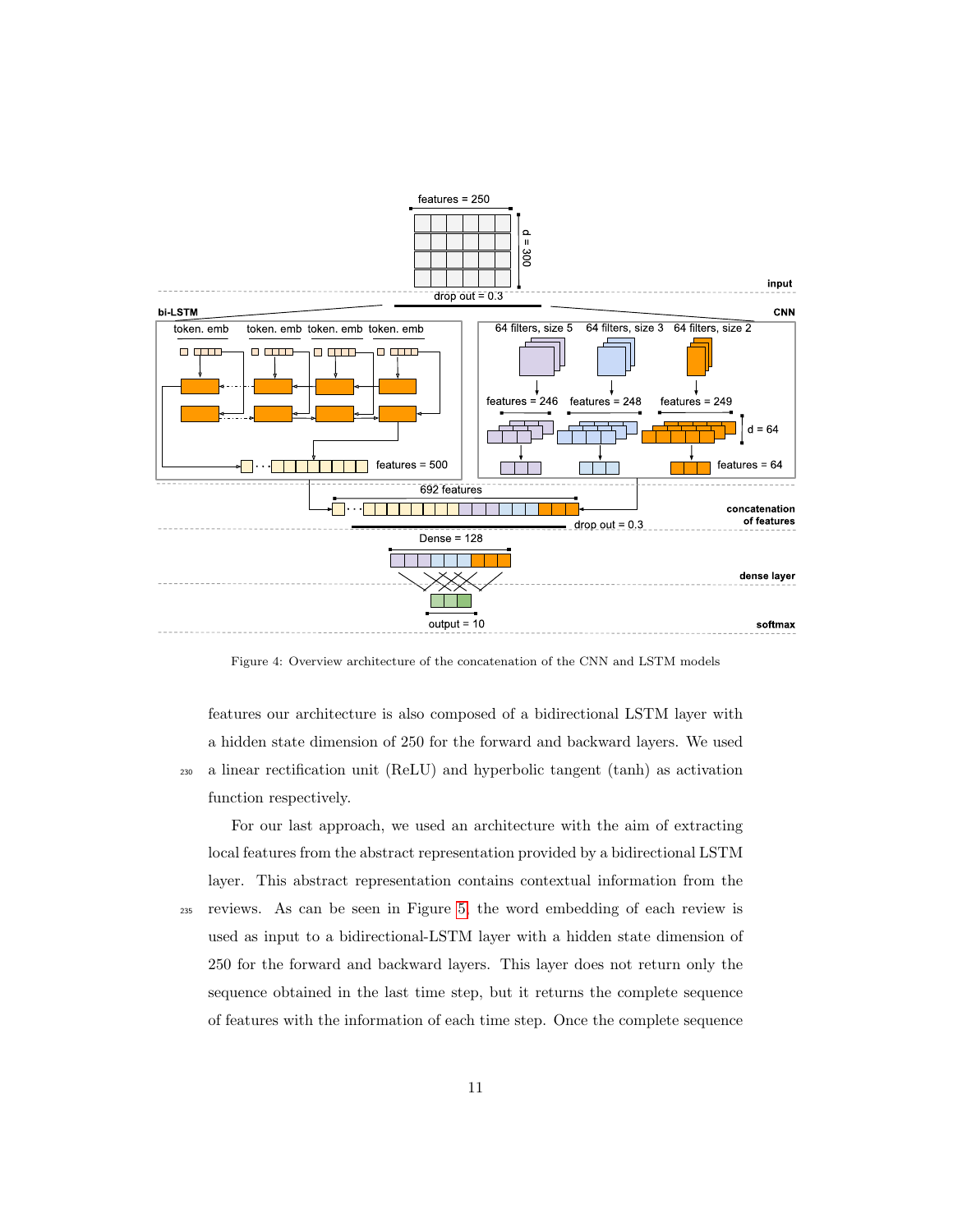Figure 4: Overview architecture of the concatenation of the CNN and LSTM models

features our architecture is also composed of a bidirectional LSTM layer with a hidden state dimension of 250 for the forward and backward layers. We used a linear rectification unit (ReLU) and hyperbolic tangent (tanh) as activation function respectively.

For our last approach, we used an architecture with the aim of extracting local features from the abstract representation provided by a bidirectional LSTM layer. This abstract representation contains contextual information from the reviews. As can be seen in Figure 5, the word embedding of each review is used as input to a bidirectional-LSTM layer with a hidden state dimension of 250 for the forward and backward layers. This layer does not return only the sequence obtained in the last time step, but it returns the complete sequence of features with the information of each time step. Once the complete sequence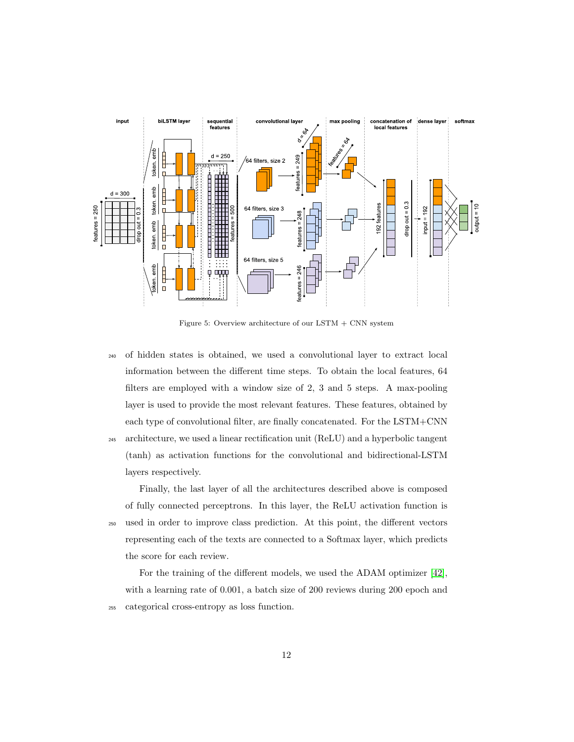Figure 5: Overview architecture of our LSTM + CNN system

of hidden states is obtained, we used a convolutional layer to extract local information between the different time steps. To obtain the local features, 64 filters are employed with a window size of 2, 3 and 5 steps. A max-pooling layer is used to provide the most relevant features. These features, obtained by each type of convolutional filter, are finally concatenated. For the LSTM+CNN architecture, we used a linear rectification unit (ReLU) and a hyperbolic tangent (tanh) as activation functions for the convolutional and bidirectional-LSTM layers respectively.

Finally, the last layer of all the architectures described above is composed of fully connected perceptrons. In this layer, the ReLU activation function is used in order to improve class prediction. At this point, the different vectors representing each of the texts are connected to a Softmax layer, which predicts the score for each review.

For the training of the different models, we used the ADAM optimizer [42], with a learning rate of 0.001, a batch size of 200 reviews during 200 epoch and categorical cross-entropy as loss function.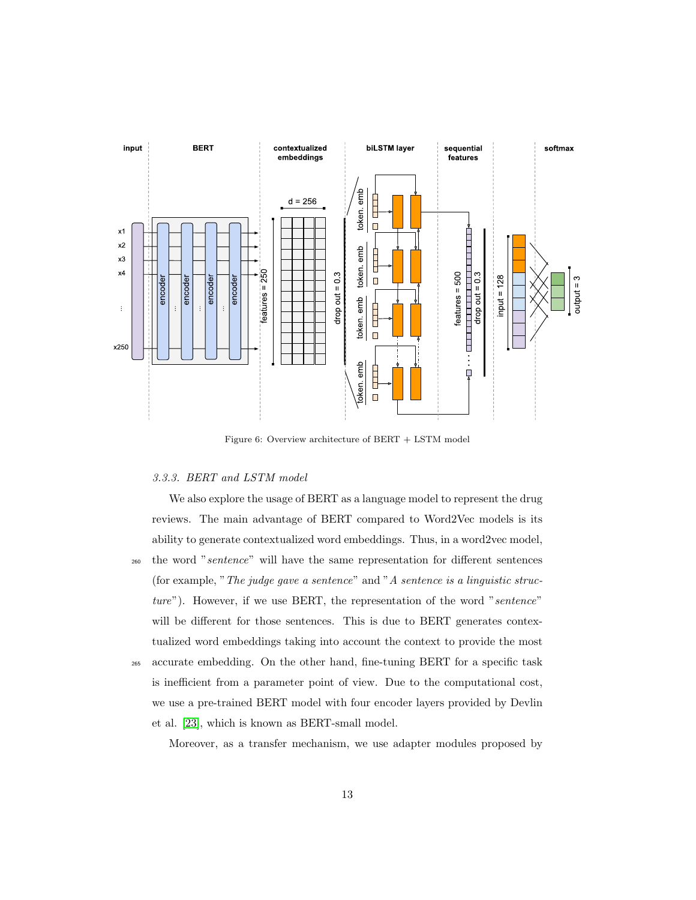Figure 6: Overview architecture of BERT + LSTM model

*3.3.3. BERT and LSTM model*

We also explore the usage of BERT as a language model to represent the drug reviews. The main advantage of BERT compared to Word2Vec models is its ability to generate contextualized word embeddings. Thus, in a word2vec model, the word "*sentence*" will have the same representation for different sentences (for example, "*The judge gave a sentence*" and "*A sentence is a linguistic structure*"). However, if we use BERT, the representation of the word "*sentence*" will be different for those sentences. This is due to BERT generates contextualized word embeddings taking into account the context to provide the most accurate embedding. On the other hand, fine-tuning BERT for a specific task is inefficient from a parameter point of view. Due to the computational cost, we use a pre-trained BERT model with four encoder layers provided by Devlin et al. [23], which is known as BERT-small model.

Moreover, as a transfer mechanism, we use adapter modules proposed by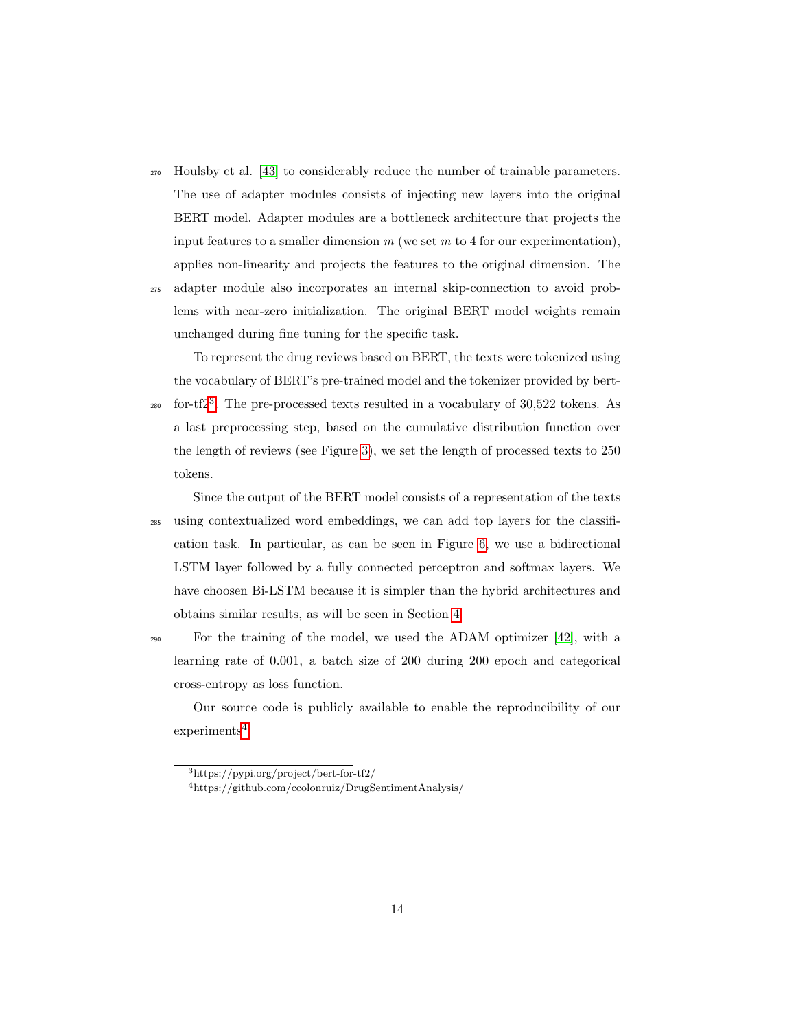Houlsby et al. [43] to considerably reduce the number of trainable parameters. The use of adapter modules consists of injecting new layers into the original BERT model. Adapter modules are a bottleneck architecture that projects the input features to a smaller dimension $m$ (we set $m$ to 4 for our experimentation), applies non-linearity and projects the features to the original dimension. The adapter module also incorporates an internal skip-connection to avoid problems with near-zero initialization. The original BERT model weights remain unchanged during fine tuning for the specific task.

To represent the drug reviews based on BERT, the texts were tokenized using the vocabulary of BERT's pre-trained model and the tokenizer provided by bert-for-tf2[3]. The pre-processed texts resulted in a vocabulary of 30,522 tokens. As a last preprocessing step, based on the cumulative distribution function over the length of reviews (see Figure 3), we set the length of processed texts to 250 tokens.

Since the output of the BERT model consists of a representation of the texts using contextualized word embeddings, we can add top layers for the classification task. In particular, as can be seen in Figure 6, we use a bidirectional LSTM layer followed by a fully connected perceptron and softmax layers. We have choosen Bi-LSTM because it is simpler than the hybrid architectures and obtains similar results, as will be seen in Section 4.

For the training of the model, we used the ADAM optimizer [42], with a learning rate of 0.001, a batch size of 200 during 200 epoch and categorical cross-entropy as loss function.

Our source code is publicly available to enable the reproducibility of our experiments[4].

---

[3] https://pypi.org/project/bert-for-tf2/

[4] https://github.com/ccolonruiz/DrugSentimentAnalysis/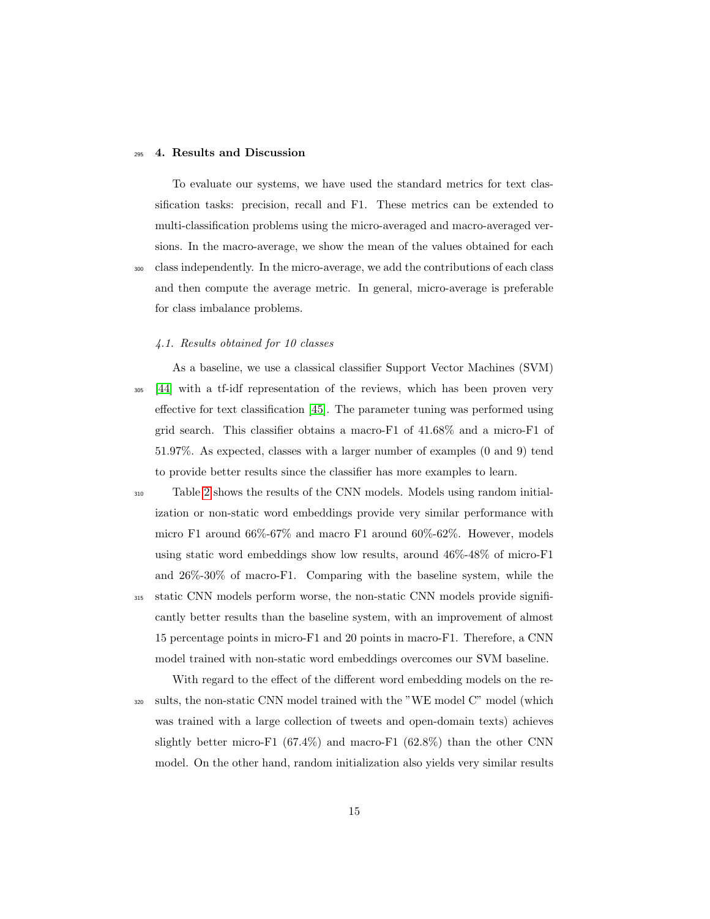## 4. Results and Discussion

To evaluate our systems, we have used the standard metrics for text classification tasks: precision, recall and F1. These metrics can be extended to multi-classification problems using the micro-averaged and macro-averaged versions. In the macro-average, we show the mean of the values obtained for each class independently. In the micro-average, we add the contributions of each class and then compute the average metric. In general, micro-average is preferable for class imbalance problems.

### *4.1. Results obtained for 10 classes*

As a baseline, we use a classical classifier Support Vector Machines (SVM) [44] with a tf-idf representation of the reviews, which has been proven very effective for text classification [45]. The parameter tuning was performed using grid search. This classifier obtains a macro-F1 of 41.68% and a micro-F1 of 51.97%. As expected, classes with a larger number of examples (0 and 9) tend to provide better results since the classifier has more examples to learn.

Table 2 shows the results of the CNN models. Models using random initialization or non-static word embeddings provide very similar performance with micro F1 around 66%-67% and macro F1 around 60%-62%. However, models using static word embeddings show low results, around 46%-48% of micro-F1 and 26%-30% of macro-F1. Comparing with the baseline system, while the static CNN models perform worse, the non-static CNN models provide significantly better results than the baseline system, with an improvement of almost 15 percentage points in micro-F1 and 20 points in macro-F1. Therefore, a CNN model trained with non-static word embeddings overcomes our SVM baseline.

With regard to the effect of the different word embedding models on the results, the non-static CNN model trained with the "WE model C" model (which was trained with a large collection of tweets and open-domain texts) achieves slightly better micro-F1 (67.4%) and macro-F1 (62.8%) than the other CNN model. On the other hand, random initialization also yields very similar results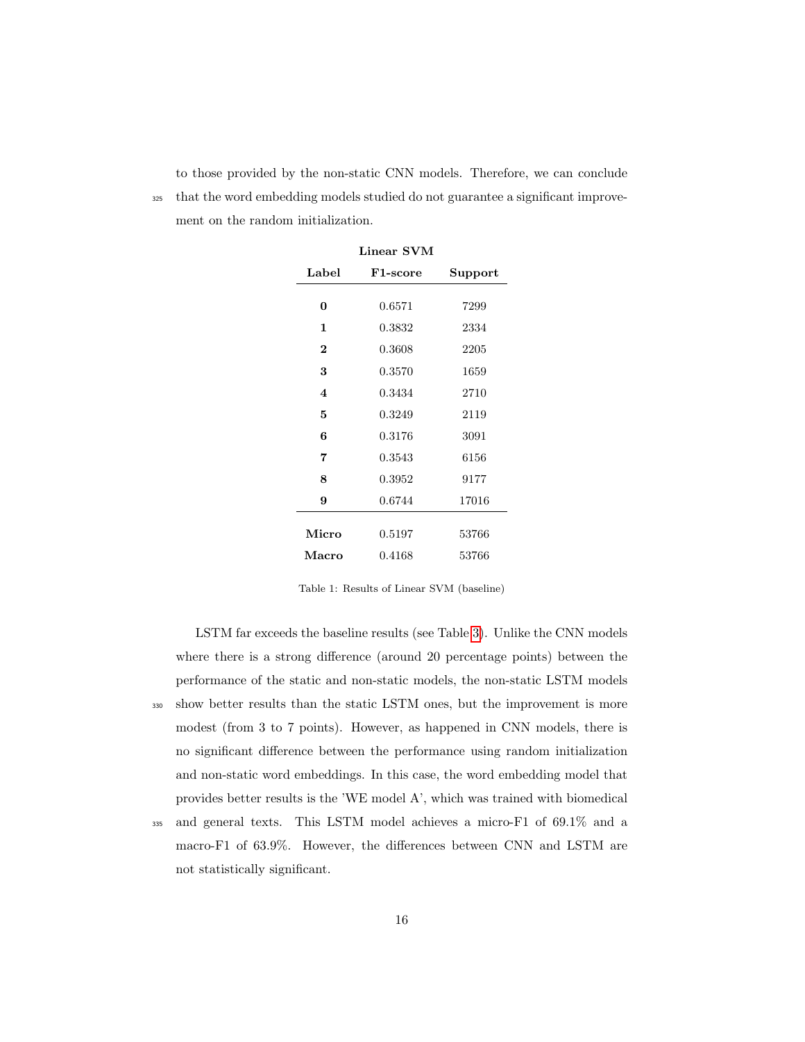to those provided by the non-static CNN models. Therefore, we can conclude that the word embedding models studied do not guarantee a significant improvement on the random initialization.

| **Linear SVM** | | |
|---|---|---|
| **Label** | **F1-score** | **Support** |
| **0** | 0.6571 | 7299 |
| **1** | 0.3832 | 2334 |
| **2** | 0.3608 | 2205 |
| **3** | 0.3570 | 1659 |
| **4** | 0.3434 | 2710 |
| **5** | 0.3249 | 2119 |
| **6** | 0.3176 | 3091 |
| **7** | 0.3543 | 6156 |
| **8** | 0.3952 | 9177 |
| **9** | 0.6744 | 17016 |
| **Micro** | 0.5197 | 53766 |
| **Macro** | 0.4168 | 53766 |

Table 1: Results of Linear SVM (baseline)

LSTM far exceeds the baseline results (see Table 3). Unlike the CNN models where there is a strong difference (around 20 percentage points) between the performance of the static and non-static models, the non-static LSTM models show better results than the static LSTM ones, but the improvement is more modest (from 3 to 7 points). However, as happened in CNN models, there is no significant difference between the performance using random initialization and non-static word embeddings. In this case, the word embedding model that provides better results is the 'WE model A', which was trained with biomedical and general texts. This LSTM model achieves a micro-F1 of 69.1% and a macro-F1 of 63.9%. However, the differences between CNN and LSTM are not statistically significant.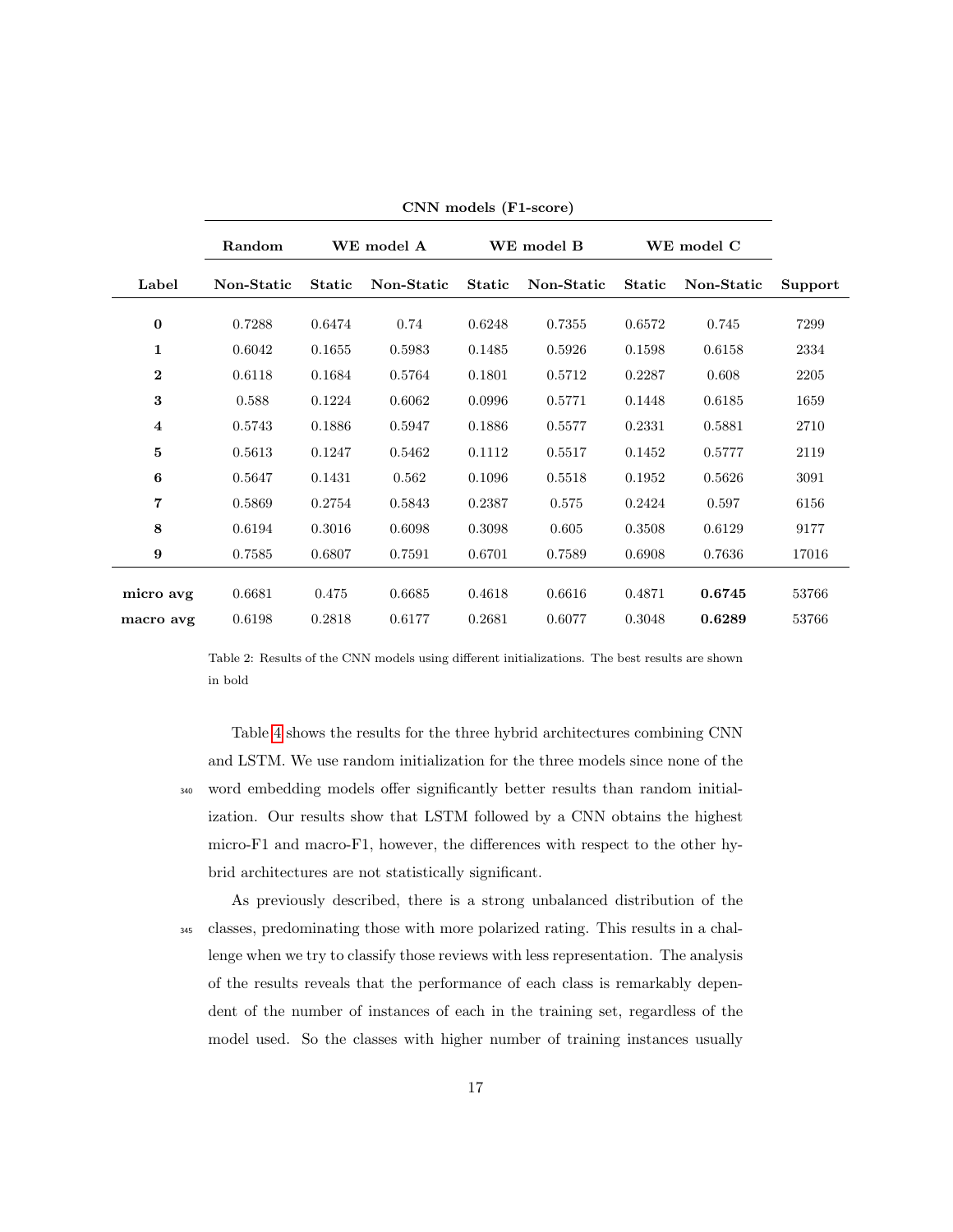| | CNN models (F1-score) | | | | | | | |
|---|---|---|---|---|---|---|---|---|
| | **Random** | **WE model A** | | **WE model B** | | **WE model C** | | |
| **Label** | **Non-Static** | **Static** | **Non-Static** | **Static** | **Non-Static** | **Static** | **Non-Static** | **Support** |
| **0** | 0.7288 | 0.6474 | 0.74 | 0.6248 | 0.7355 | 0.6572 | 0.745 | 7299 |
| **1** | 0.6042 | 0.1655 | 0.5983 | 0.1485 | 0.5926 | 0.1598 | 0.6158 | 2334 |
| **2** | 0.6118 | 0.1684 | 0.5764 | 0.1801 | 0.5712 | 0.2287 | 0.608 | 2205 |
| **3** | 0.588 | 0.1224 | 0.6062 | 0.0996 | 0.5771 | 0.1448 | 0.6185 | 1659 |
| **4** | 0.5743 | 0.1886 | 0.5947 | 0.1886 | 0.5577 | 0.2331 | 0.5881 | 2710 |
| **5** | 0.5613 | 0.1247 | 0.5462 | 0.1112 | 0.5517 | 0.1452 | 0.5777 | 2119 |
| **6** | 0.5647 | 0.1431 | 0.562 | 0.1096 | 0.5518 | 0.1952 | 0.5626 | 3091 |
| **7** | 0.5869 | 0.2754 | 0.5843 | 0.2387 | 0.575 | 0.2424 | 0.597 | 6156 |
| **8** | 0.6194 | 0.3016 | 0.6098 | 0.3098 | 0.605 | 0.3508 | 0.6129 | 9177 |
| **9** | 0.7585 | 0.6807 | 0.7591 | 0.6701 | 0.7589 | 0.6908 | 0.7636 | 17016 |
| **micro avg** | 0.6681 | 0.475 | 0.6685 | 0.4618 | 0.6616 | 0.4871 | **0.6745** | 53766 |
| **macro avg** | 0.6198 | 0.2818 | 0.6177 | 0.2681 | 0.6077 | 0.3048 | **0.6289** | 53766 |

Table 2: Results of the CNN models using different initializations. The best results are shown in bold

Table 4 shows the results for the three hybrid architectures combining CNN and LSTM. We use random initialization for the three models since none of the word embedding models offer significantly better results than random initialization. Our results show that LSTM followed by a CNN obtains the highest micro-F1 and macro-F1, however, the differences with respect to the other hybrid architectures are not statistically significant.

As previously described, there is a strong unbalanced distribution of the classes, predominating those with more polarized rating. This results in a challenge when we try to classify those reviews with less representation. The analysis of the results reveals that the performance of each class is remarkably dependent of the number of instances of each in the training set, regardless of the model used. So the classes with higher number of training instances usually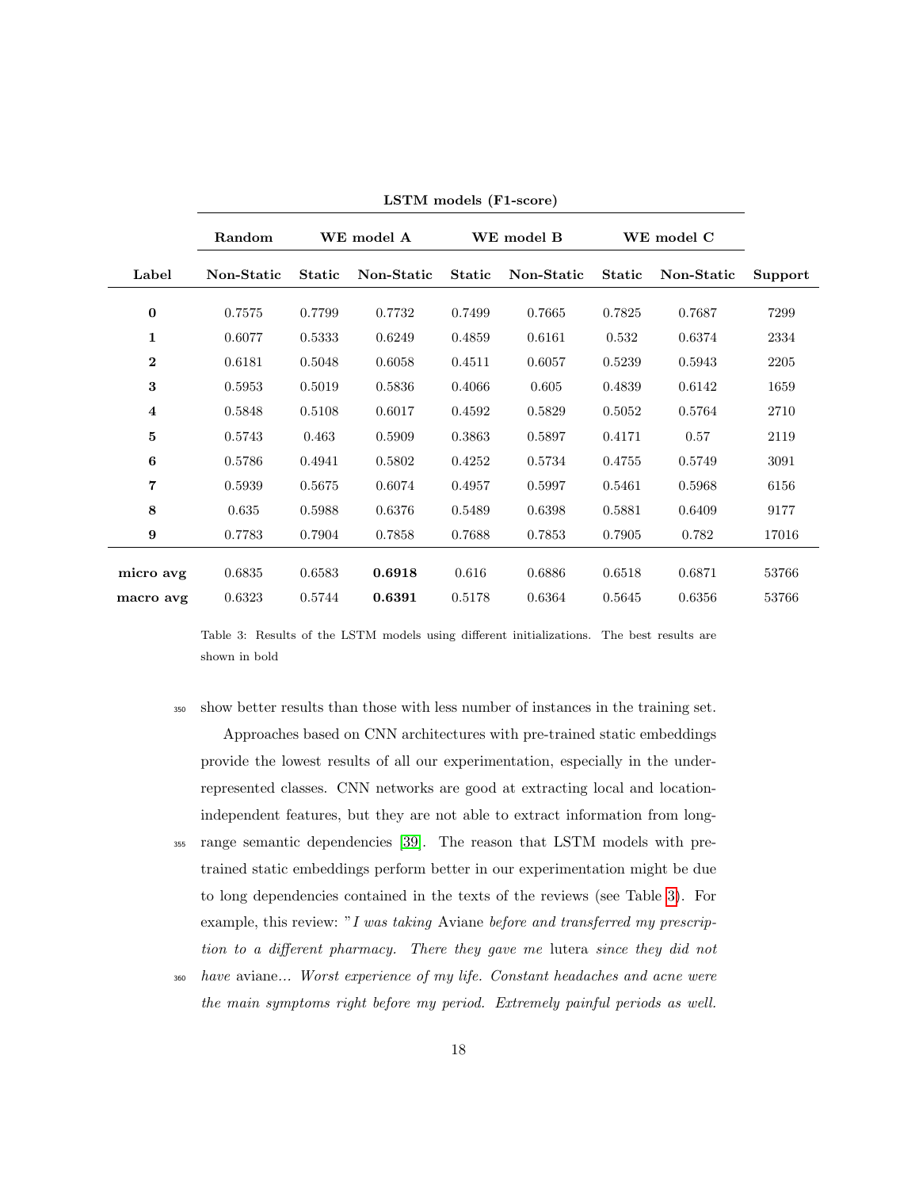| | LSTM models (F1-score) | | | | | | | |
|---|---|---|---|---|---|---|---|---|
| | **Random** | **WE model A** | | **WE model B** | | **WE model C** | | |
| **Label** | **Non-Static** | **Static** | **Non-Static** | **Static** | **Non-Static** | **Static** | **Non-Static** | **Support** |
| **0** | 0.7575 | 0.7799 | 0.7732 | 0.7499 | 0.7665 | 0.7825 | 0.7687 | 7299 |
| **1** | 0.6077 | 0.5333 | 0.6249 | 0.4859 | 0.6161 | 0.532 | 0.6374 | 2334 |
| **2** | 0.6181 | 0.5048 | 0.6058 | 0.4511 | 0.6057 | 0.5239 | 0.5943 | 2205 |
| **3** | 0.5953 | 0.5019 | 0.5836 | 0.4066 | 0.605 | 0.4839 | 0.6142 | 1659 |
| **4** | 0.5848 | 0.5108 | 0.6017 | 0.4592 | 0.5829 | 0.5052 | 0.5764 | 2710 |
| **5** | 0.5743 | 0.463 | 0.5909 | 0.3863 | 0.5897 | 0.4171 | 0.57 | 2119 |
| **6** | 0.5786 | 0.4941 | 0.5802 | 0.4252 | 0.5734 | 0.4755 | 0.5749 | 3091 |
| **7** | 0.5939 | 0.5675 | 0.6074 | 0.4957 | 0.5997 | 0.5461 | 0.5968 | 6156 |
| **8** | 0.635 | 0.5988 | 0.6376 | 0.5489 | 0.6398 | 0.5881 | 0.6409 | 9177 |
| **9** | 0.7783 | 0.7904 | 0.7858 | 0.7688 | 0.7853 | 0.7905 | 0.782 | 17016 |
| **micro avg** | 0.6835 | 0.6583 | **0.6918** | 0.616 | 0.6886 | 0.6518 | 0.6871 | 53766 |
| **macro avg** | 0.6323 | 0.5744 | **0.6391** | 0.5178 | 0.6364 | 0.5645 | 0.6356 | 53766 |

Table 3: Results of the LSTM models using different initializations. The best results are shown in bold

show better results than those with less number of instances in the training set.

Approaches based on CNN architectures with pre-trained static embeddings provide the lowest results of all our experimentation, especially in the under-represented classes. CNN networks are good at extracting local and location-independent features, but they are not able to extract information from long-range semantic dependencies [39]. The reason that LSTM models with pre-trained static embeddings perform better in our experimentation might be due to long dependencies contained in the texts of the reviews (see Table 3). For example, this review: "*I was taking* Aviane *before and transferred my prescription to a different pharmacy. There they gave me* lutera *since they did not have* aviane*... Worst experience of my life. Constant headaches and acne were the main symptoms right before my period. Extremely painful periods as well.*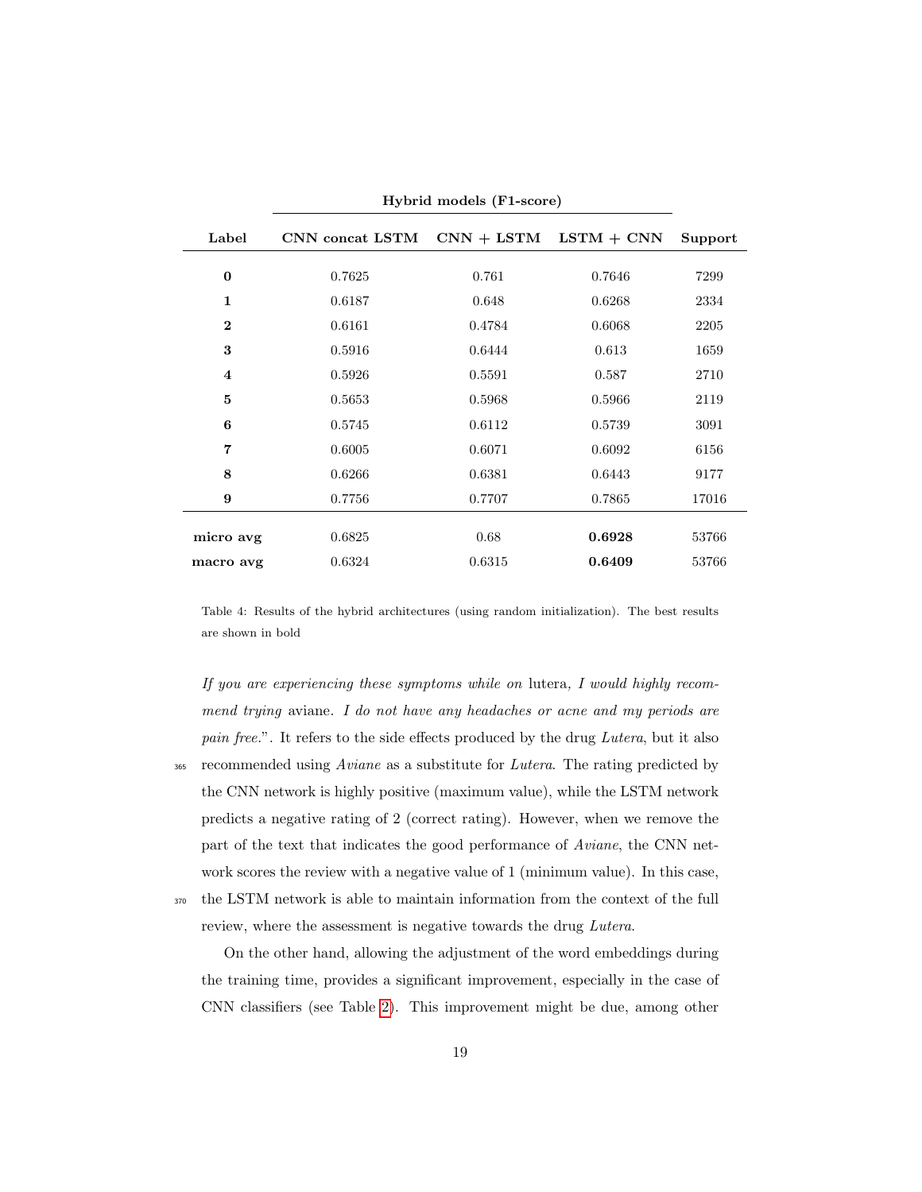| Label | Hybrid models (F1-score) | | | Support |
|---|---|---|---|---|
| | CNN concat LSTM | CNN + LSTM | LSTM + CNN | |
| **0** | 0.7625 | 0.761 | 0.7646 | 7299 |
| **1** | 0.6187 | 0.648 | 0.6268 | 2334 |
| **2** | 0.6161 | 0.4784 | 0.6068 | 2205 |
| **3** | 0.5916 | 0.6444 | 0.613 | 1659 |
| **4** | 0.5926 | 0.5591 | 0.587 | 2710 |
| **5** | 0.5653 | 0.5968 | 0.5966 | 2119 |
| **6** | 0.5745 | 0.6112 | 0.5739 | 3091 |
| **7** | 0.6005 | 0.6071 | 0.6092 | 6156 |
| **8** | 0.6266 | 0.6381 | 0.6443 | 9177 |
| **9** | 0.7756 | 0.7707 | 0.7865 | 17016 |
| **micro avg** | 0.6825 | 0.68 | **0.6928** | 53766 |
| **macro avg** | 0.6324 | 0.6315 | **0.6409** | 53766 |

Table 4: Results of the hybrid architectures (using random initialization). The best results are shown in bold

*If you are experiencing these symptoms while on* lutera*, I would highly recommend trying* aviane*. I do not have any headaches or acne and my periods are pain free.*". It refers to the side effects produced by the drug *Lutera*, but it also recommended using *Aviane* as a substitute for *Lutera*. The rating predicted by the CNN network is highly positive (maximum value), while the LSTM network predicts a negative rating of 2 (correct rating). However, when we remove the part of the text that indicates the good performance of *Aviane*, the CNN network scores the review with a negative value of 1 (minimum value). In this case, the LSTM network is able to maintain information from the context of the full review, where the assessment is negative towards the drug *Lutera*.

On the other hand, allowing the adjustment of the word embeddings during the training time, provides a significant improvement, especially in the case of CNN classifiers (see Table 2). This improvement might be due, among other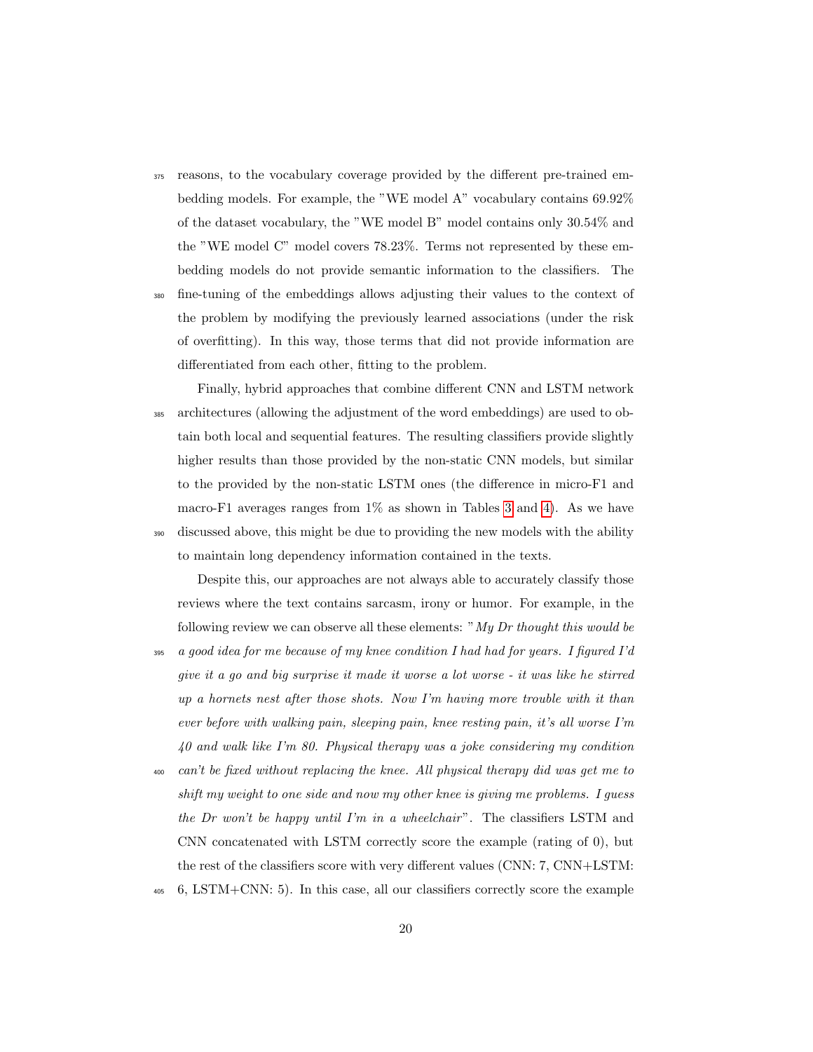reasons, to the vocabulary coverage provided by the different pre-trained embedding models. For example, the "WE model A" vocabulary contains 69.92% of the dataset vocabulary, the "WE model B" model contains only 30.54% and the "WE model C" model covers 78.23%. Terms not represented by these embedding models do not provide semantic information to the classifiers. The fine-tuning of the embeddings allows adjusting their values to the context of the problem by modifying the previously learned associations (under the risk of overfitting). In this way, those terms that did not provide information are differentiated from each other, fitting to the problem.

Finally, hybrid approaches that combine different CNN and LSTM network architectures (allowing the adjustment of the word embeddings) are used to obtain both local and sequential features. The resulting classifiers provide slightly higher results than those provided by the non-static CNN models, but similar to the provided by the non-static LSTM ones (the difference in micro-F1 and macro-F1 averages ranges from 1% as shown in Tables 3 and 4). As we have discussed above, this might be due to providing the new models with the ability to maintain long dependency information contained in the texts.

Despite this, our approaches are not always able to accurately classify those reviews where the text contains sarcasm, irony or humor. For example, in the following review we can observe all these elements: "*My Dr thought this would be a good idea for me because of my knee condition I had had for years. I figured I'd give it a go and big surprise it made it worse a lot worse - it was like he stirred up a hornets nest after those shots. Now I'm having more trouble with it than ever before with walking pain, sleeping pain, knee resting pain, it's all worse I'm 40 and walk like I'm 80. Physical therapy was a joke considering my condition can't be fixed without replacing the knee. All physical therapy did was get me to shift my weight to one side and now my other knee is giving me problems. I guess the Dr won't be happy until I'm in a wheelchair*". The classifiers LSTM and CNN concatenated with LSTM correctly score the example (rating of 0), but the rest of the classifiers score with very different values (CNN: 7, CNN+LSTM: 6, LSTM+CNN: 5). In this case, all our classifiers correctly score the example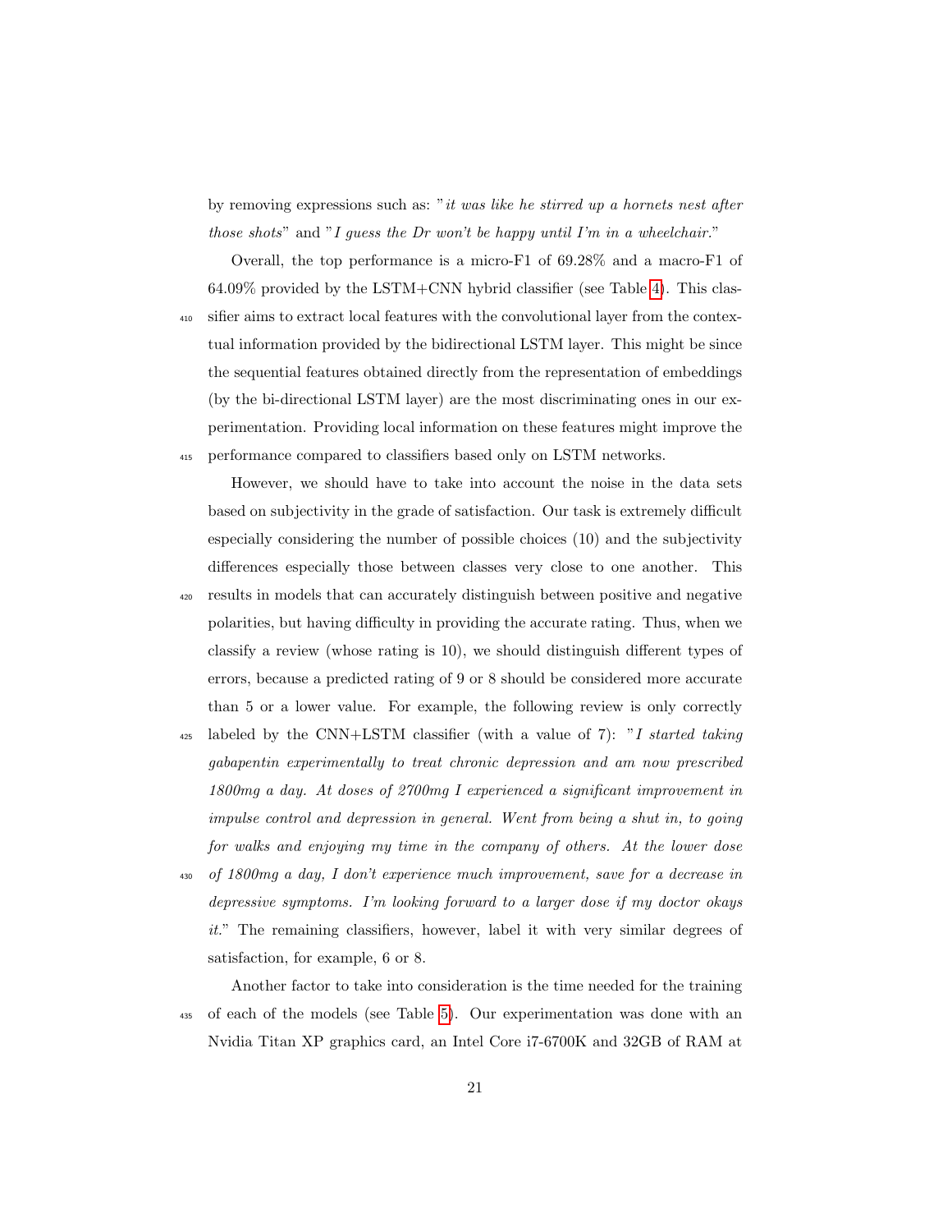by removing expressions such as: "*it was like he stirred up a hornets nest after those shots*" and "*I guess the Dr won't be happy until I'm in a wheelchair.*"

Overall, the top performance is a micro-F1 of 69.28% and a macro-F1 of 64.09% provided by the LSTM+CNN hybrid classifier (see Table 4). This classifier aims to extract local features with the convolutional layer from the contextual information provided by the bidirectional LSTM layer. This might be since the sequential features obtained directly from the representation of embeddings (by the bi-directional LSTM layer) are the most discriminating ones in our experimentation. Providing local information on these features might improve the performance compared to classifiers based only on LSTM networks.

However, we should have to take into account the noise in the data sets based on subjectivity in the grade of satisfaction. Our task is extremely difficult especially considering the number of possible choices (10) and the subjectivity differences especially those between classes very close to one another. This results in models that can accurately distinguish between positive and negative polarities, but having difficulty in providing the accurate rating. Thus, when we classify a review (whose rating is 10), we should distinguish different types of errors, because a predicted rating of 9 or 8 should be considered more accurate than 5 or a lower value. For example, the following review is only correctly labeled by the CNN+LSTM classifier (with a value of 7): "*I started taking gabapentin experimentally to treat chronic depression and am now prescribed 1800mg a day. At doses of 2700mg I experienced a significant improvement in impulse control and depression in general. Went from being a shut in, to going for walks and enjoying my time in the company of others. At the lower dose of 1800mg a day, I don't experience much improvement, save for a decrease in depressive symptoms. I'm looking forward to a larger dose if my doctor okays it.*" The remaining classifiers, however, label it with very similar degrees of satisfaction, for example, 6 or 8.

Another factor to take into consideration is the time needed for the training of each of the models (see Table 5). Our experimentation was done with an Nvidia Titan XP graphics card, an Intel Core i7-6700K and 32GB of RAM at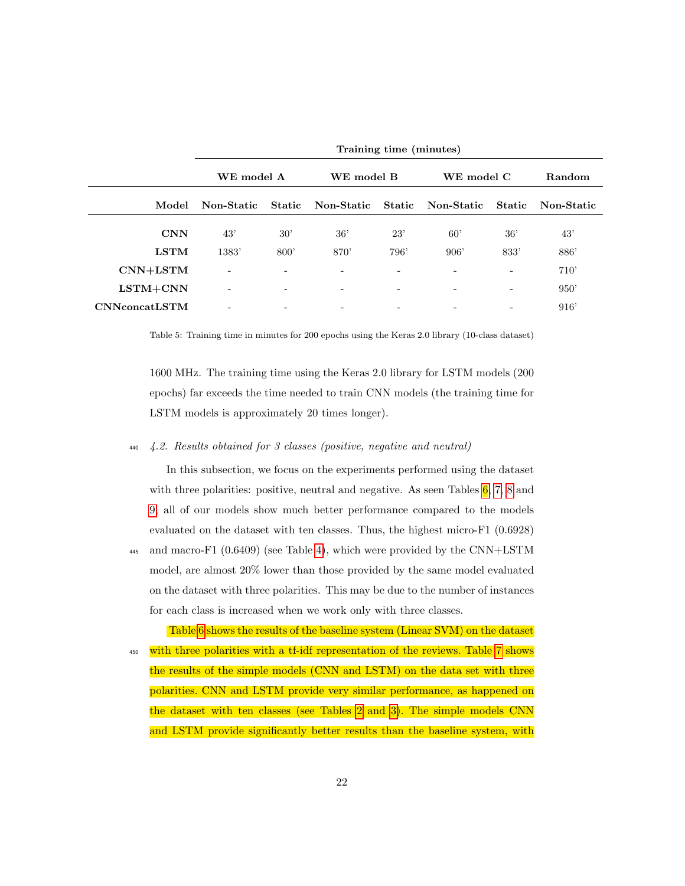| | Training time (minutes) | | | | | | |
|---|---|---|---|---|---|---|---|
| | WE model A | | WE model B | | WE model C | | Random |
| Model | Non-Static | Static | Non-Static | Static | Non-Static | Static | Non-Static |
| **CNN** | 43' | 30' | 36' | 23' | 60' | 36' | 43' |
| **LSTM** | 1383' | 800' | 870' | 796' | 906' | 833' | 886' |
| **CNN+LSTM** | - | - | - | - | - | - | 710' |
| **LSTM+CNN** | - | - | - | - | - | - | 950' |
| **CNNconcatLSTM** | - | - | - | - | - | - | 916' |

Table 5: Training time in minutes for 200 epochs using the Keras 2.0 library (10-class dataset)

1600 MHz. The training time using the Keras 2.0 library for LSTM models (200 epochs) far exceeds the time needed to train CNN models (the training time for LSTM models is approximately 20 times longer).

### *4.2. Results obtained for 3 classes (positive, negative and neutral)*

In this subsection, we focus on the experiments performed using the dataset with three polarities: positive, neutral and negative. As seen Tables 6, 7, 8 and 9, all of our models show much better performance compared to the models evaluated on the dataset with ten classes. Thus, the highest micro-F1 (0.6928) and macro-F1 (0.6409) (see Table 4), which were provided by the CNN+LSTM model, are almost 20% lower than those provided by the same model evaluated on the dataset with three polarities. This may be due to the number of instances for each class is increased when we work only with three classes.

Table 6 shows the results of the baseline system (Linear SVM) on the dataset with three polarities with a tf-idf representation of the reviews. Table 7 shows the results of the simple models (CNN and LSTM) on the data set with three polarities. CNN and LSTM provide very similar performance, as happened on the dataset with ten classes (see Tables 2 and 3). The simple models CNN and LSTM provide significantly better results than the baseline system, with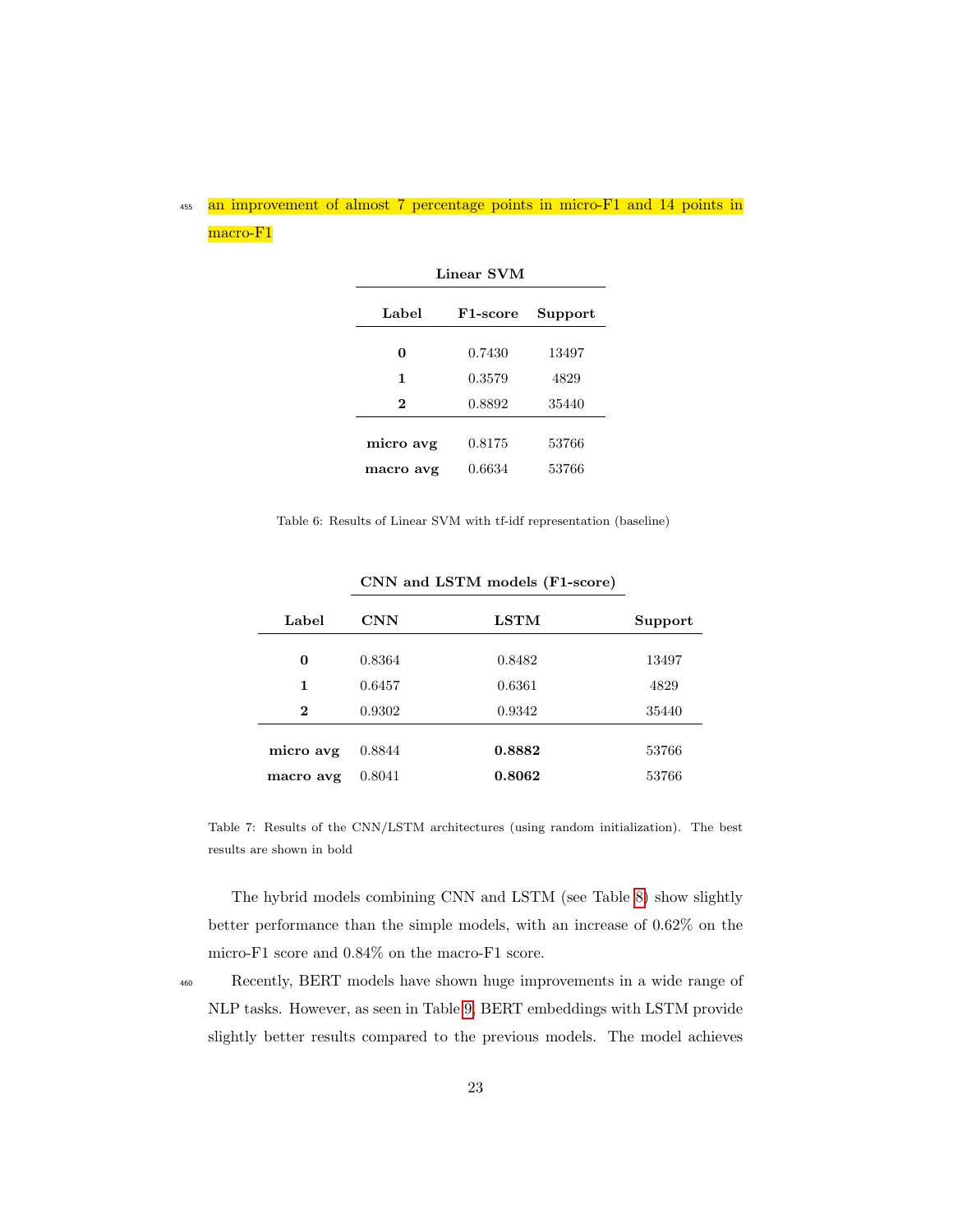an improvement of almost 7 percentage points in micro-F1 and 14 points in macro-F1

| Linear SVM | | |
|---|---|---|
| **Label** | **F1-score** | **Support** |
| **0** | 0.7430 | 13497 |
| **1** | 0.3579 | 4829 |
| **2** | 0.8892 | 35440 |
| **micro avg** | 0.8175 | 53766 |
| **macro avg** | 0.6634 | 53766 |

Table 6: Results of Linear SVM with tf-idf representation (baseline)

| | CNN and LSTM models (F1-score) | | |
|---|---|---|---|
| **Label** | **CNN** | **LSTM** | **Support** |
| **0** | 0.8364 | 0.8482 | 13497 |
| **1** | 0.6457 | 0.6361 | 4829 |
| **2** | 0.9302 | 0.9342 | 35440 |
| **micro avg** | 0.8844 | **0.8882** | 53766 |
| **macro avg** | 0.8041 | **0.8062** | 53766 |

Table 7: Results of the CNN/LSTM architectures (using random initialization). The best results are shown in bold

The hybrid models combining CNN and LSTM (see Table 8) show slightly better performance than the simple models, with an increase of 0.62% on the micro-F1 score and 0.84% on the macro-F1 score.

Recently, BERT models have shown huge improvements in a wide range of NLP tasks. However, as seen in Table 9, BERT embeddings with LSTM provide slightly better results compared to the previous models. The model achieves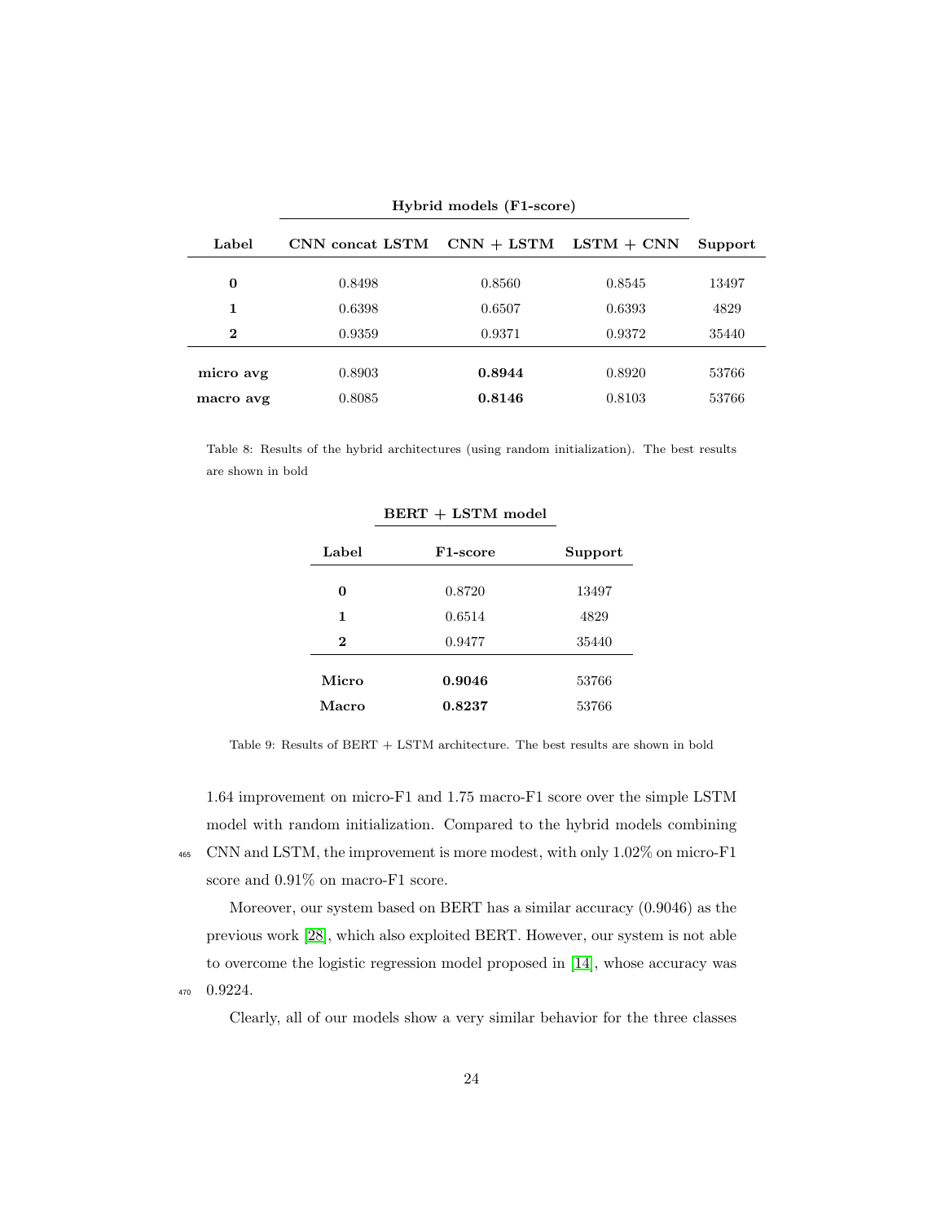| Label | Hybrid models (F1-score) | | | Support |
|---|---|---|---|---|
| | CNN concat LSTM | CNN + LSTM | LSTM + CNN | |
| **0** | 0.8498 | 0.8560 | 0.8545 | 13497 |
| **1** | 0.6398 | 0.6507 | 0.6393 | 4829 |
| **2** | 0.9359 | 0.9371 | 0.9372 | 35440 |
| **micro avg** | 0.8903 | **0.8944** | 0.8920 | 53766 |
| **macro avg** | 0.8085 | **0.8146** | 0.8103 | 53766 |

Table 8: Results of the hybrid architectures (using random initialization). The best results are shown in bold

| Label | BERT + LSTM model | |
|---|---|---|
| | F1-score | Support |
| **0** | 0.8720 | 13497 |
| **1** | 0.6514 | 4829 |
| **2** | 0.9477 | 35440 |
| **Micro** | **0.9046** | 53766 |
| **Macro** | **0.8237** | 53766 |

Table 9: Results of BERT + LSTM architecture. The best results are shown in bold

1.64 improvement on micro-F1 and 1.75 macro-F1 score over the simple LSTM model with random initialization. Compared to the hybrid models combining CNN and LSTM, the improvement is more modest, with only 1.02% on micro-F1 score and 0.91% on macro-F1 score.

Moreover, our system based on BERT has a similar accuracy (0.9046) as the previous work [28], which also exploited BERT. However, our system is not able to overcome the logistic regression model proposed in [14], whose accuracy was 0.9224.

Clearly, all of our models show a very similar behavior for the three classes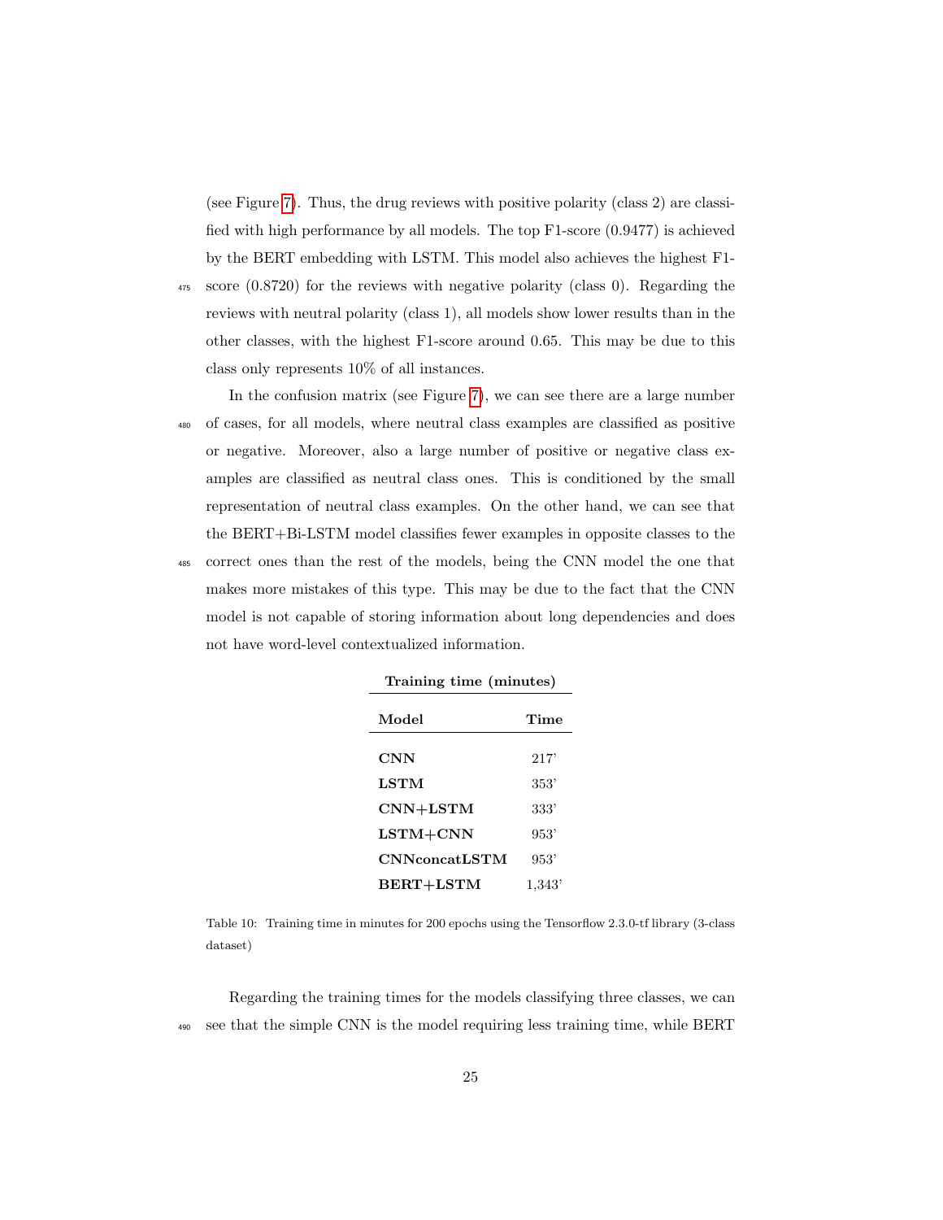(see Figure 7). Thus, the drug reviews with positive polarity (class 2) are classified with high performance by all models. The top F1-score (0.9477) is achieved by the BERT embedding with LSTM. This model also achieves the highest F1-score (0.8720) for the reviews with negative polarity (class 0). Regarding the reviews with neutral polarity (class 1), all models show lower results than in the other classes, with the highest F1-score around 0.65. This may be due to this class only represents 10% of all instances.

In the confusion matrix (see Figure 7), we can see there are a large number of cases, for all models, where neutral class examples are classified as positive or negative. Moreover, also a large number of positive or negative class examples are classified as neutral class ones. This is conditioned by the small representation of neutral class examples. On the other hand, we can see that the BERT+Bi-LSTM model classifies fewer examples in opposite classes to the correct ones than the rest of the models, being the CNN model the one that makes more mistakes of this type. This may be due to the fact that the CNN model is not capable of storing information about long dependencies and does not have word-level contextualized information.

| **Training time (minutes)** | |
|---|---|
| **Model** | **Time** |
| **CNN** | 217' |
| **LSTM** | 353' |
| **CNN+LSTM** | 333' |
| **LSTM+CNN** | 953' |
| **CNNconcatLSTM** | 953' |
| **BERT+LSTM** | 1,343' |

Table 10: Training time in minutes for 200 epochs using the Tensorflow 2.3.0-tf library (3-class dataset)

Regarding the training times for the models classifying three classes, we can see that the simple CNN is the model requiring less training time, while BERT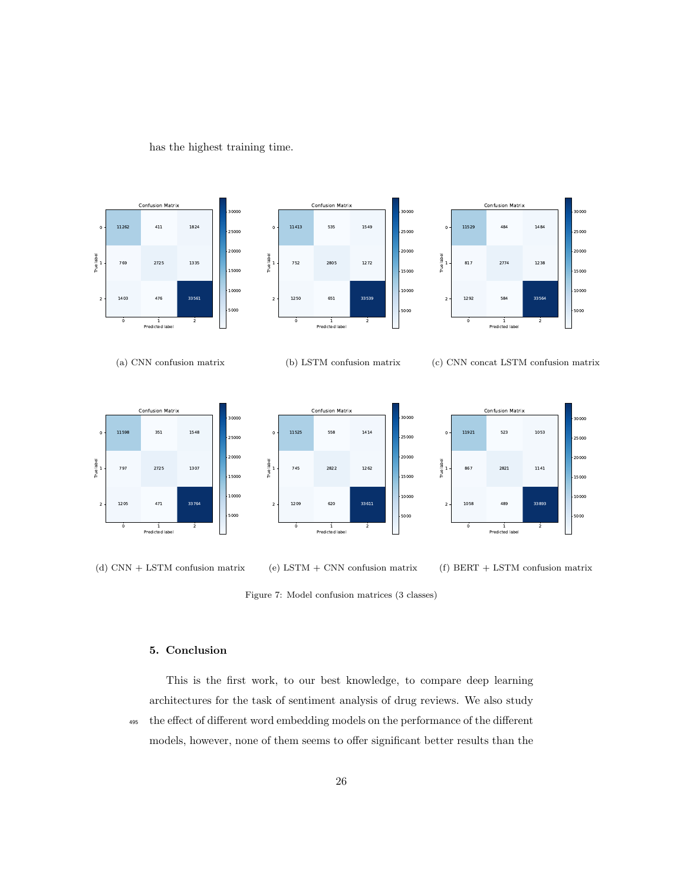has the highest training time.

(a) CNN confusion matrix

(b) LSTM confusion matrix

(c) CNN concat LSTM confusion matrix

(d) CNN + LSTM confusion matrix

(e) LSTM + CNN confusion matrix

(f) BERT + LSTM confusion matrix

Figure 7: Model confusion matrices (3 classes)

## 5. Conclusion

This is the first work, to our best knowledge, to compare deep learning architectures for the task of sentiment analysis of drug reviews. We also study the effect of different word embedding models on the performance of the different models, however, none of them seems to offer significant better results than the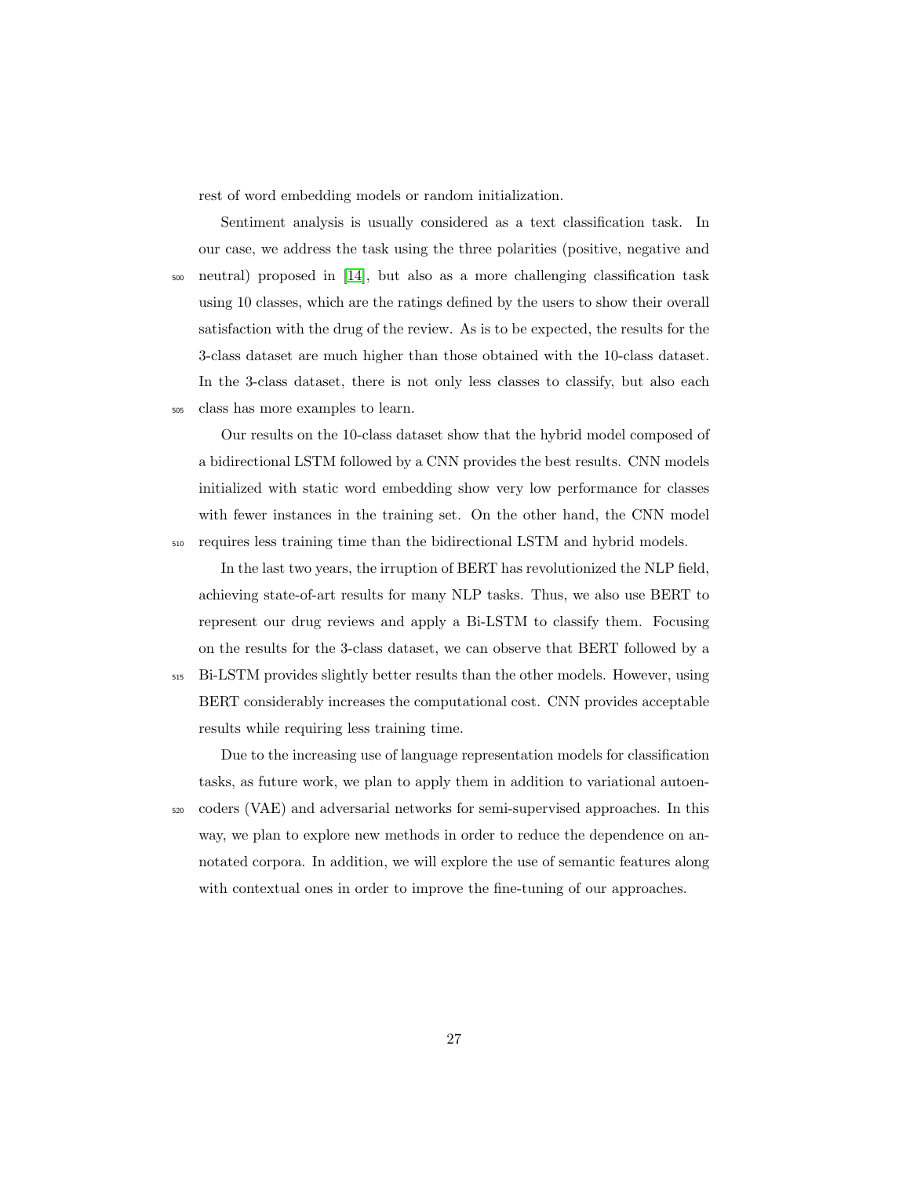rest of word embedding models or random initialization.

Sentiment analysis is usually considered as a text classification task. In our case, we address the task using the three polarities (positive, negative and neutral) proposed in [14], but also as a more challenging classification task using 10 classes, which are the ratings defined by the users to show their overall satisfaction with the drug of the review. As is to be expected, the results for the 3-class dataset are much higher than those obtained with the 10-class dataset. In the 3-class dataset, there is not only less classes to classify, but also each class has more examples to learn.

Our results on the 10-class dataset show that the hybrid model composed of a bidirectional LSTM followed by a CNN provides the best results. CNN models initialized with static word embedding show very low performance for classes with fewer instances in the training set. On the other hand, the CNN model requires less training time than the bidirectional LSTM and hybrid models.

In the last two years, the irruption of BERT has revolutionized the NLP field, achieving state-of-art results for many NLP tasks. Thus, we also use BERT to represent our drug reviews and apply a Bi-LSTM to classify them. Focusing on the results for the 3-class dataset, we can observe that BERT followed by a Bi-LSTM provides slightly better results than the other models. However, using BERT considerably increases the computational cost. CNN provides acceptable results while requiring less training time.

Due to the increasing use of language representation models for classification tasks, as future work, we plan to apply them in addition to variational autoencoders (VAE) and adversarial networks for semi-supervised approaches. In this way, we plan to explore new methods in order to reduce the dependence on annotated corpora. In addition, we will explore the use of semantic features along with contextual ones in order to improve the fine-tuning of our approaches.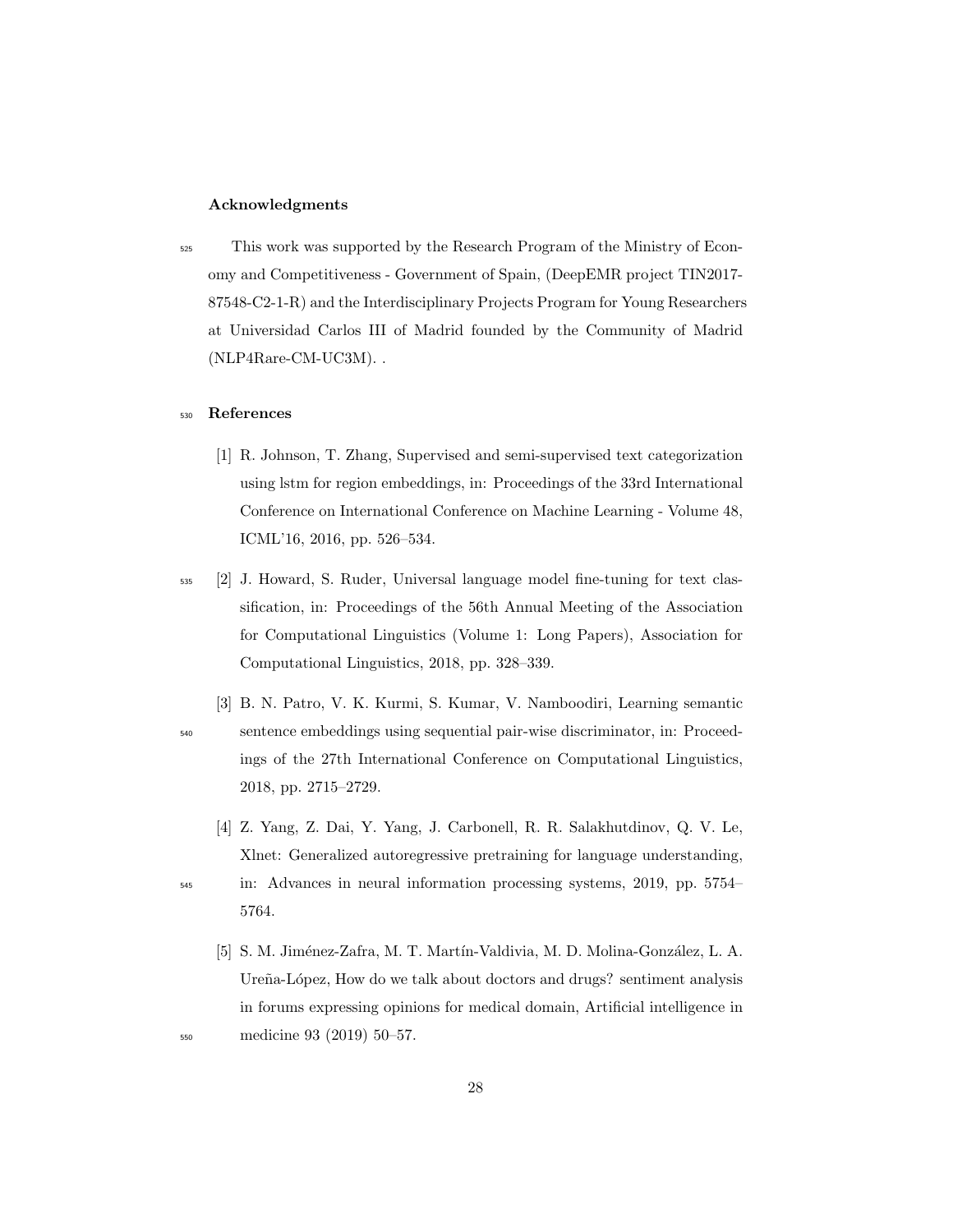## Acknowledgments

This work was supported by the Research Program of the Ministry of Economy and Competitiveness - Government of Spain, (DeepEMR project TIN2017-87548-C2-1-R) and the Interdisciplinary Projects Program for Young Researchers at Universidad Carlos III of Madrid founded by the Community of Madrid (NLP4Rare-CM-UC3M). .

## References

[1] R. Johnson, T. Zhang, Supervised and semi-supervised text categorization using lstm for region embeddings, in: Proceedings of the 33rd International Conference on International Conference on Machine Learning - Volume 48, ICML'16, 2016, pp. 526–534.

[2] J. Howard, S. Ruder, Universal language model fine-tuning for text classification, in: Proceedings of the 56th Annual Meeting of the Association for Computational Linguistics (Volume 1: Long Papers), Association for Computational Linguistics, 2018, pp. 328–339.

[3] B. N. Patro, V. K. Kurmi, S. Kumar, V. Namboodiri, Learning semantic sentence embeddings using sequential pair-wise discriminator, in: Proceedings of the 27th International Conference on Computational Linguistics, 2018, pp. 2715–2729.

[4] Z. Yang, Z. Dai, Y. Yang, J. Carbonell, R. R. Salakhutdinov, Q. V. Le, Xlnet: Generalized autoregressive pretraining for language understanding, in: Advances in neural information processing systems, 2019, pp. 5754–5764.

[5] S. M. Jiménez-Zafra, M. T. Martín-Valdivia, M. D. Molina-González, L. A. Ureña-López, How do we talk about doctors and drugs? sentiment analysis in forums expressing opinions for medical domain, Artificial intelligence in medicine 93 (2019) 50–57.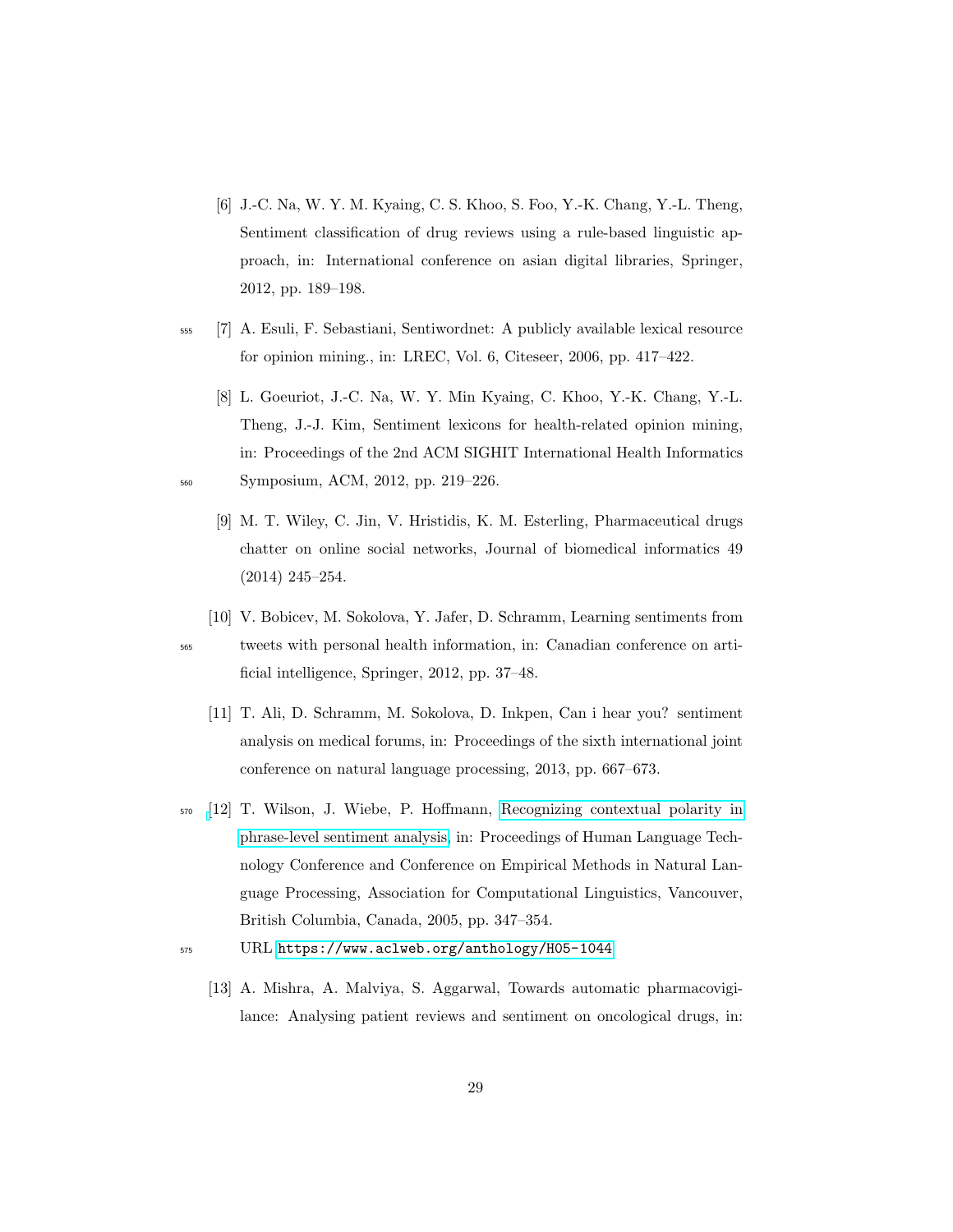[6] J.-C. Na, W. Y. M. Kyaing, C. S. Khoo, S. Foo, Y.-K. Chang, Y.-L. Theng, Sentiment classification of drug reviews using a rule-based linguistic approach, in: International conference on asian digital libraries, Springer, 2012, pp. 189–198.

[7] A. Esuli, F. Sebastiani, Sentiwordnet: A publicly available lexical resource for opinion mining., in: LREC, Vol. 6, Citeseer, 2006, pp. 417–422.

[8] L. Goeuriot, J.-C. Na, W. Y. Min Kyaing, C. Khoo, Y.-K. Chang, Y.-L. Theng, J.-J. Kim, Sentiment lexicons for health-related opinion mining, in: Proceedings of the 2nd ACM SIGHIT International Health Informatics Symposium, ACM, 2012, pp. 219–226.

[9] M. T. Wiley, C. Jin, V. Hristidis, K. M. Esterling, Pharmaceutical drugs chatter on online social networks, Journal of biomedical informatics 49 (2014) 245–254.

[10] V. Bobicev, M. Sokolova, Y. Jafer, D. Schramm, Learning sentiments from tweets with personal health information, in: Canadian conference on artificial intelligence, Springer, 2012, pp. 37–48.

[11] T. Ali, D. Schramm, M. Sokolova, D. Inkpen, Can i hear you? sentiment analysis on medical forums, in: Proceedings of the sixth international joint conference on natural language processing, 2013, pp. 667–673.

[12] T. Wilson, J. Wiebe, P. Hoffmann, Recognizing contextual polarity in phrase-level sentiment analysis, in: Proceedings of Human Language Technology Conference and Conference on Empirical Methods in Natural Language Processing, Association for Computational Linguistics, Vancouver, British Columbia, Canada, 2005, pp. 347–354.
URL https://www.aclweb.org/anthology/H05-1044

[13] A. Mishra, A. Malviya, S. Aggarwal, Towards automatic pharmacovigilance: Analysing patient reviews and sentiment on oncological drugs, in: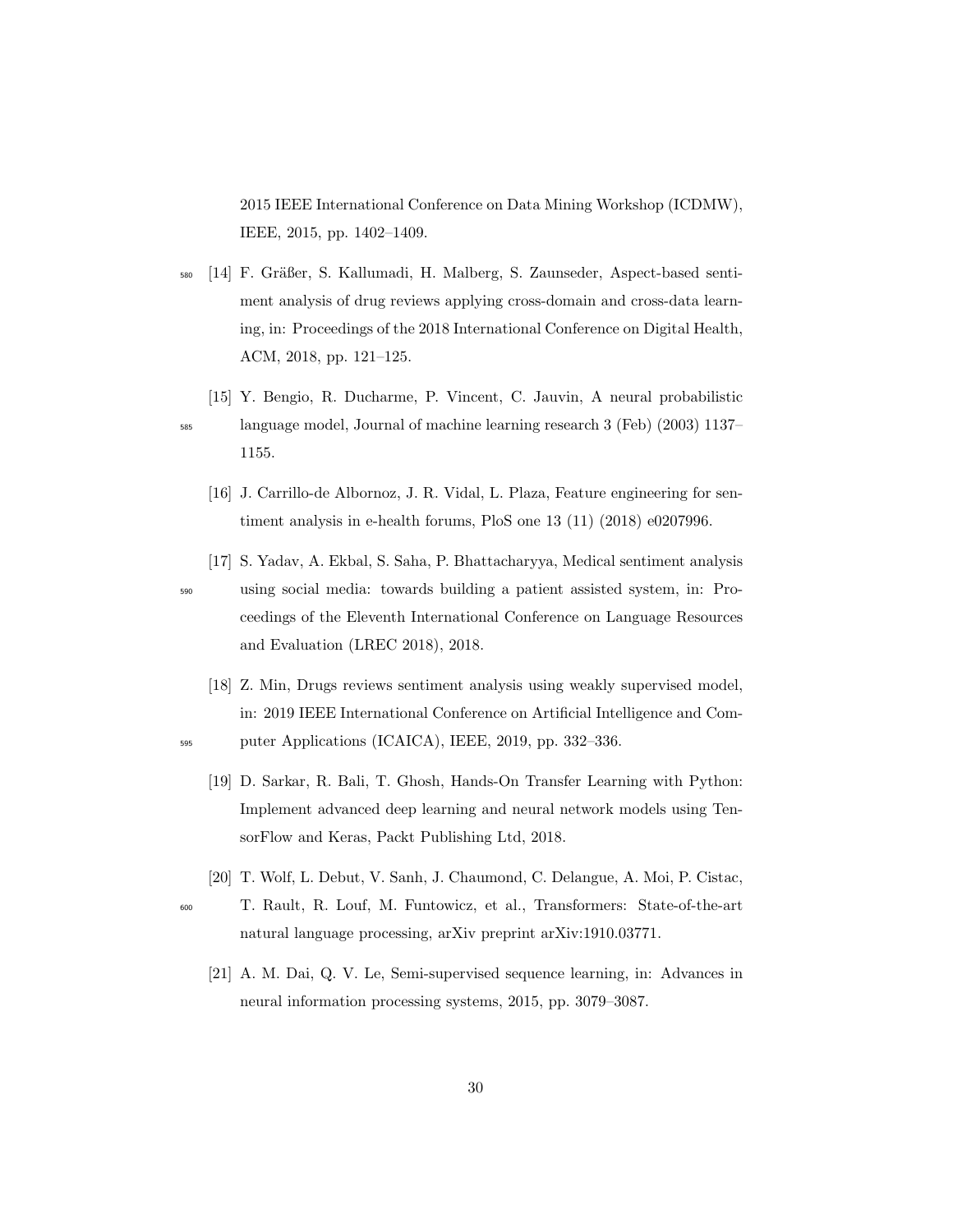2015 IEEE International Conference on Data Mining Workshop (ICDMW), IEEE, 2015, pp. 1402–1409.

[14] F. Gräßer, S. Kallumadi, H. Malberg, S. Zaunseder, Aspect-based sentiment analysis of drug reviews applying cross-domain and cross-data learning, in: Proceedings of the 2018 International Conference on Digital Health, ACM, 2018, pp. 121–125.

[15] Y. Bengio, R. Ducharme, P. Vincent, C. Jauvin, A neural probabilistic language model, Journal of machine learning research 3 (Feb) (2003) 1137–1155.

[16] J. Carrillo-de Albornoz, J. R. Vidal, L. Plaza, Feature engineering for sentiment analysis in e-health forums, PloS one 13 (11) (2018) e0207996.

[17] S. Yadav, A. Ekbal, S. Saha, P. Bhattacharyya, Medical sentiment analysis using social media: towards building a patient assisted system, in: Proceedings of the Eleventh International Conference on Language Resources and Evaluation (LREC 2018), 2018.

[18] Z. Min, Drugs reviews sentiment analysis using weakly supervised model, in: 2019 IEEE International Conference on Artificial Intelligence and Computer Applications (ICAICA), IEEE, 2019, pp. 332–336.

[19] D. Sarkar, R. Bali, T. Ghosh, Hands-On Transfer Learning with Python: Implement advanced deep learning and neural network models using TensorFlow and Keras, Packt Publishing Ltd, 2018.

[20] T. Wolf, L. Debut, V. Sanh, J. Chaumond, C. Delangue, A. Moi, P. Cistac, T. Rault, R. Louf, M. Funtowicz, et al., Transformers: State-of-the-art natural language processing, arXiv preprint arXiv:1910.03771.

[21] A. M. Dai, Q. V. Le, Semi-supervised sequence learning, in: Advances in neural information processing systems, 2015, pp. 3079–3087.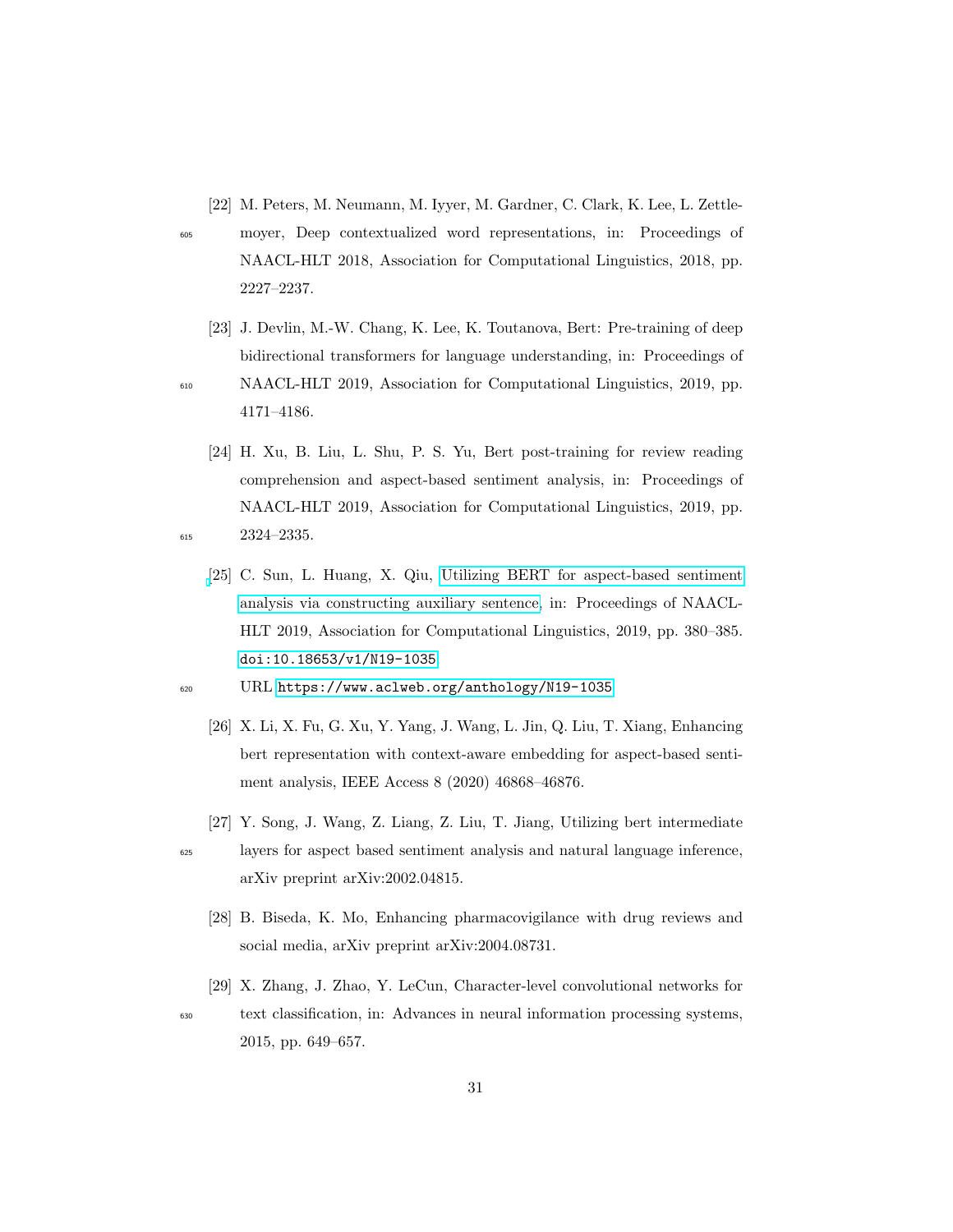[22] M. Peters, M. Neumann, M. Iyyer, M. Gardner, C. Clark, K. Lee, L. Zettlemoyer, Deep contextualized word representations, in: Proceedings of NAACL-HLT 2018, Association for Computational Linguistics, 2018, pp. 2227–2237.

[23] J. Devlin, M.-W. Chang, K. Lee, K. Toutanova, Bert: Pre-training of deep bidirectional transformers for language understanding, in: Proceedings of NAACL-HLT 2019, Association for Computational Linguistics, 2019, pp. 4171–4186.

[24] H. Xu, B. Liu, L. Shu, P. S. Yu, Bert post-training for review reading comprehension and aspect-based sentiment analysis, in: Proceedings of NAACL-HLT 2019, Association for Computational Linguistics, 2019, pp. 2324–2335.

[25] C. Sun, L. Huang, X. Qiu, Utilizing BERT for aspect-based sentiment analysis via constructing auxiliary sentence, in: Proceedings of NAACL-HLT 2019, Association for Computational Linguistics, 2019, pp. 380–385. doi:10.18653/v1/N19-1035.
URL https://www.aclweb.org/anthology/N19-1035

[26] X. Li, X. Fu, G. Xu, Y. Yang, J. Wang, L. Jin, Q. Liu, T. Xiang, Enhancing bert representation with context-aware embedding for aspect-based sentiment analysis, IEEE Access 8 (2020) 46868–46876.

[27] Y. Song, J. Wang, Z. Liang, Z. Liu, T. Jiang, Utilizing bert intermediate layers for aspect based sentiment analysis and natural language inference, arXiv preprint arXiv:2002.04815.

[28] B. Biseda, K. Mo, Enhancing pharmacovigilance with drug reviews and social media, arXiv preprint arXiv:2004.08731.

[29] X. Zhang, J. Zhao, Y. LeCun, Character-level convolutional networks for text classification, in: Advances in neural information processing systems, 2015, pp. 649–657.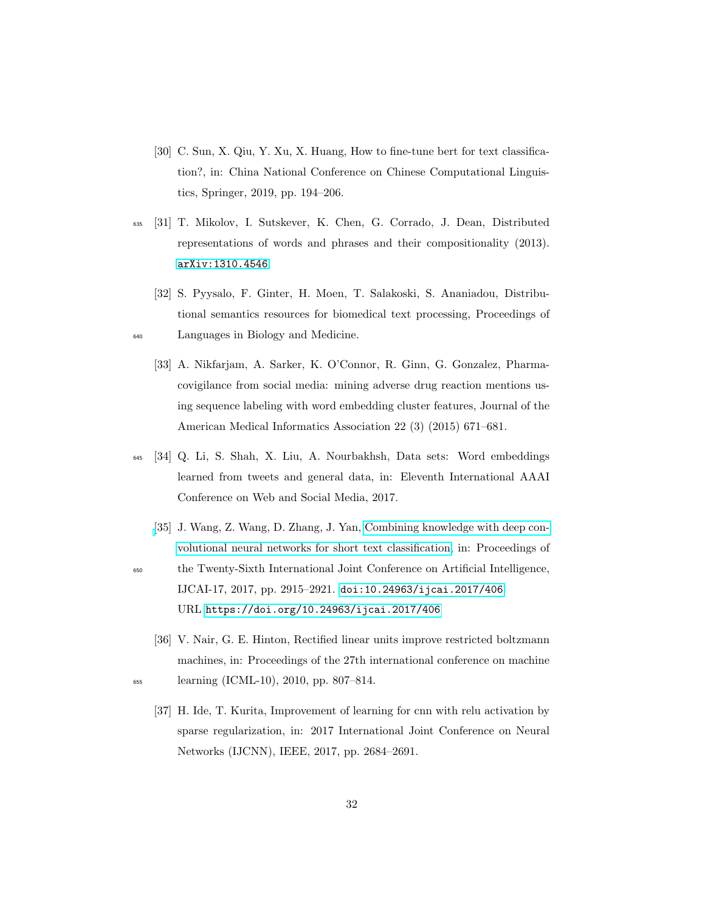[30] C. Sun, X. Qiu, Y. Xu, X. Huang, How to fine-tune bert for text classification?, in: China National Conference on Chinese Computational Linguistics, Springer, 2019, pp. 194–206.

[31] T. Mikolov, I. Sutskever, K. Chen, G. Corrado, J. Dean, Distributed representations of words and phrases and their compositionality (2013). arXiv:1310.4546

[32] S. Pyysalo, F. Ginter, H. Moen, T. Salakoski, S. Ananiadou, Distributional semantics resources for biomedical text processing, Proceedings of Languages in Biology and Medicine.

[33] A. Nikfarjam, A. Sarker, K. O'Connor, R. Ginn, G. Gonzalez, Pharmacovigilance from social media: mining adverse drug reaction mentions using sequence labeling with word embedding cluster features, Journal of the American Medical Informatics Association 22 (3) (2015) 671–681.

[34] Q. Li, S. Shah, X. Liu, A. Nourbakhsh, Data sets: Word embeddings learned from tweets and general data, in: Eleventh International AAAI Conference on Web and Social Media, 2017.

[35] J. Wang, Z. Wang, D. Zhang, J. Yan, Combining knowledge with deep convolutional neural networks for short text classification, in: Proceedings of the Twenty-Sixth International Joint Conference on Artificial Intelligence, IJCAI-17, 2017, pp. 2915–2921. doi:10.24963/ijcai.2017/406. URL https://doi.org/10.24963/ijcai.2017/406

[36] V. Nair, G. E. Hinton, Rectified linear units improve restricted boltzmann machines, in: Proceedings of the 27th international conference on machine learning (ICML-10), 2010, pp. 807–814.

[37] H. Ide, T. Kurita, Improvement of learning for cnn with relu activation by sparse regularization, in: 2017 International Joint Conference on Neural Networks (IJCNN), IEEE, 2017, pp. 2684–2691.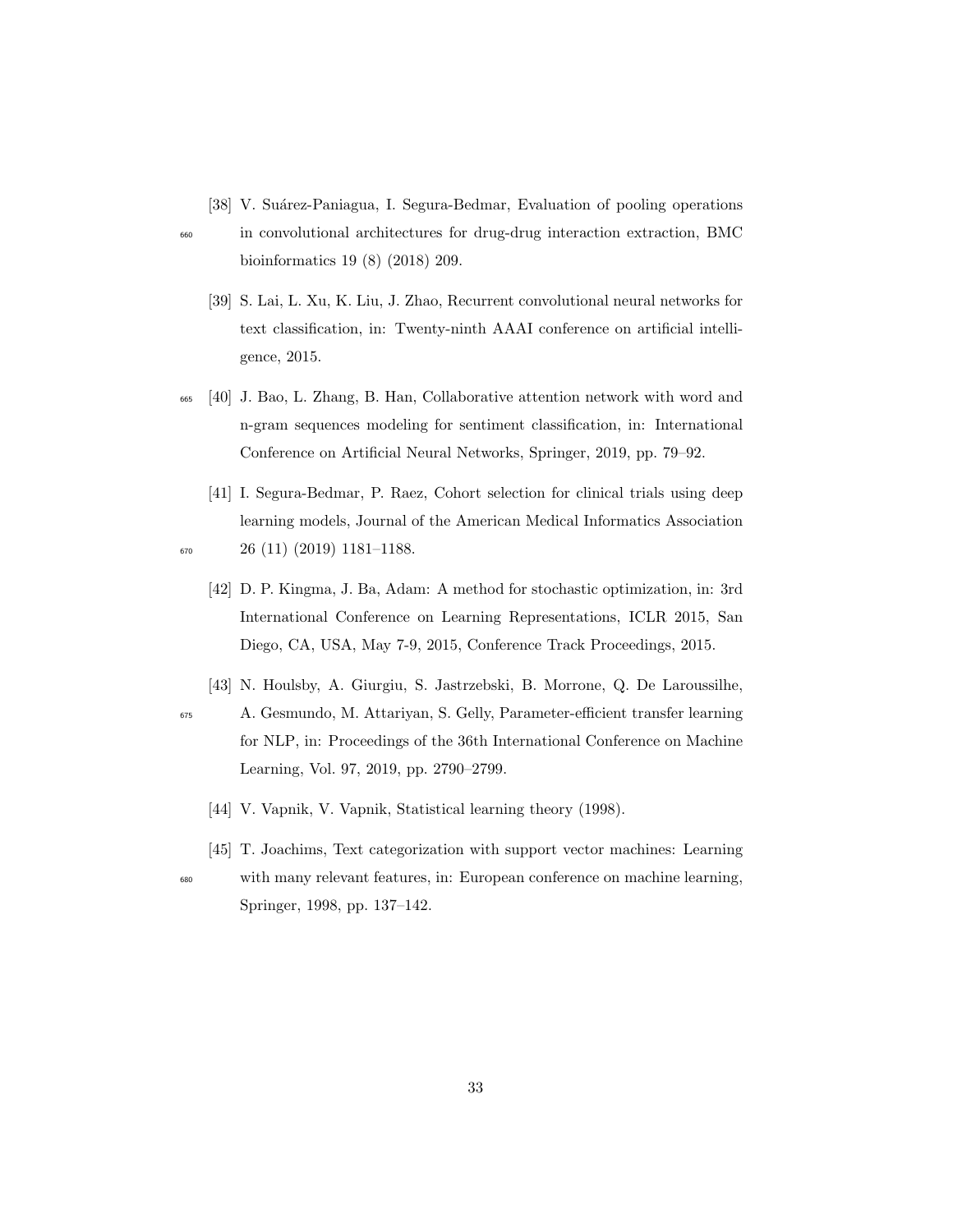[38] V. Suárez-Paniagua, I. Segura-Bedmar, Evaluation of pooling operations in convolutional architectures for drug-drug interaction extraction, BMC bioinformatics 19 (8) (2018) 209.

[39] S. Lai, L. Xu, K. Liu, J. Zhao, Recurrent convolutional neural networks for text classification, in: Twenty-ninth AAAI conference on artificial intelligence, 2015.

[40] J. Bao, L. Zhang, B. Han, Collaborative attention network with word and n-gram sequences modeling for sentiment classification, in: International Conference on Artificial Neural Networks, Springer, 2019, pp. 79–92.

[41] I. Segura-Bedmar, P. Raez, Cohort selection for clinical trials using deep learning models, Journal of the American Medical Informatics Association 26 (11) (2019) 1181–1188.

[42] D. P. Kingma, J. Ba, Adam: A method for stochastic optimization, in: 3rd International Conference on Learning Representations, ICLR 2015, San Diego, CA, USA, May 7-9, 2015, Conference Track Proceedings, 2015.

[43] N. Houlsby, A. Giurgiu, S. Jastrzebski, B. Morrone, Q. De Laroussilhe, A. Gesmundo, M. Attariyan, S. Gelly, Parameter-efficient transfer learning for NLP, in: Proceedings of the 36th International Conference on Machine Learning, Vol. 97, 2019, pp. 2790–2799.

[44] V. Vapnik, V. Vapnik, Statistical learning theory (1998).

[45] T. Joachims, Text categorization with support vector machines: Learning with many relevant features, in: European conference on machine learning, Springer, 1998, pp. 137–142.